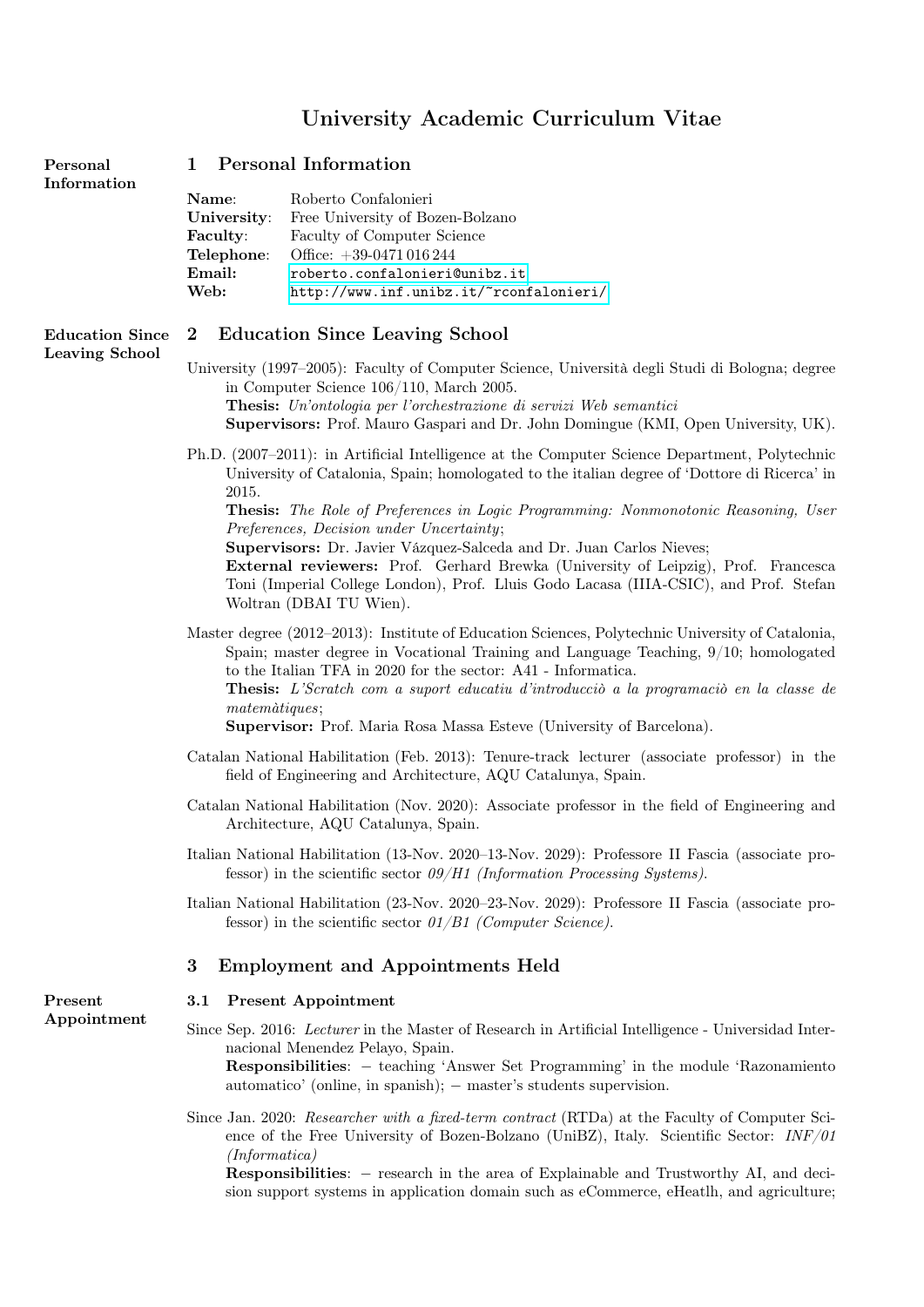# University Academic Curriculum Vitae

## 1 Personal Information

**Name**: Roberto Confalonieri
**University**: Free University of Bozen-Bolzano
**Faculty**: Faculty of Computer Science
**Telephone**: Office: +39-0471 016 244
**Email:** roberto.confalonieri@unibz.it
**Web:** http://www.inf.unibz.it/~rconfalonieri/

## 2 Education Since Leaving School

University (1997–2005): Faculty of Computer Science, Università degli Studi di Bologna; degree in Computer Science 106/110, March 2005.
**Thesis:** *Un'ontologia per l'orchestrazione di servizi Web semantici*
**Supervisors:** Prof. Mauro Gaspari and Dr. John Domingue (KMI, Open University, UK).

Ph.D. (2007–2011): in Artificial Intelligence at the Computer Science Department, Polytechnic University of Catalonia, Spain; homologated to the italian degree of 'Dottore di Ricerca' in 2015.
**Thesis:** *The Role of Preferences in Logic Programming: Nonmonotonic Reasoning, User Preferences, Decision under Uncertainty*;
**Supervisors:** Dr. Javier Vázquez-Salceda and Dr. Juan Carlos Nieves;
**External reviewers:** Prof. Gerhard Brewka (University of Leipzig), Prof. Francesca Toni (Imperial College London), Prof. Lluis Godo Lacasa (IIIA-CSIC), and Prof. Stefan Woltran (DBAI TU Wien).

Master degree (2012–2013): Institute of Education Sciences, Polytechnic University of Catalonia, Spain; master degree in Vocational Training and Language Teaching, 9/10; homologated to the Italian TFA in 2020 for the sector: A41 - Informatica.
**Thesis:** *L'Scratch com a suport educatiu d'introducciò a la programaciò en la classe de matemàtiques*;
**Supervisor:** Prof. Maria Rosa Massa Esteve (University of Barcelona).

Catalan National Habilitation (Feb. 2013): Tenure-track lecturer (associate professor) in the field of Engineering and Architecture, AQU Catalunya, Spain.

Catalan National Habilitation (Nov. 2020): Associate professor in the field of Engineering and Architecture, AQU Catalunya, Spain.

Italian National Habilitation (13-Nov. 2020–13-Nov. 2029): Professore II Fascia (associate professor) in the scientific sector *09/H1 (Information Processing Systems).*

Italian National Habilitation (23-Nov. 2020–23-Nov. 2029): Professore II Fascia (associate professor) in the scientific sector *01/B1 (Computer Science).*

## 3 Employment and Appointments Held

### 3.1 Present Appointment

Since Sep. 2016: *Lecturer* in the Master of Research in Artificial Intelligence - Universidad Internacional Menendez Pelayo, Spain.
**Responsibilities**: – teaching 'Answer Set Programming' in the module 'Razonamiento automatico' (online, in spanish); – master's students supervision.

Since Jan. 2020: *Researcher with a fixed-term contract* (RTDa) at the Faculty of Computer Science of the Free University of Bozen-Bolzano (UniBZ), Italy. Scientific Sector: *INF/01 (Informatica)*
**Responsibilities**: – research in the area of Explainable and Trustworthy AI, and decision support systems in application domain such as eCommerce, eHeatlh, and agriculture;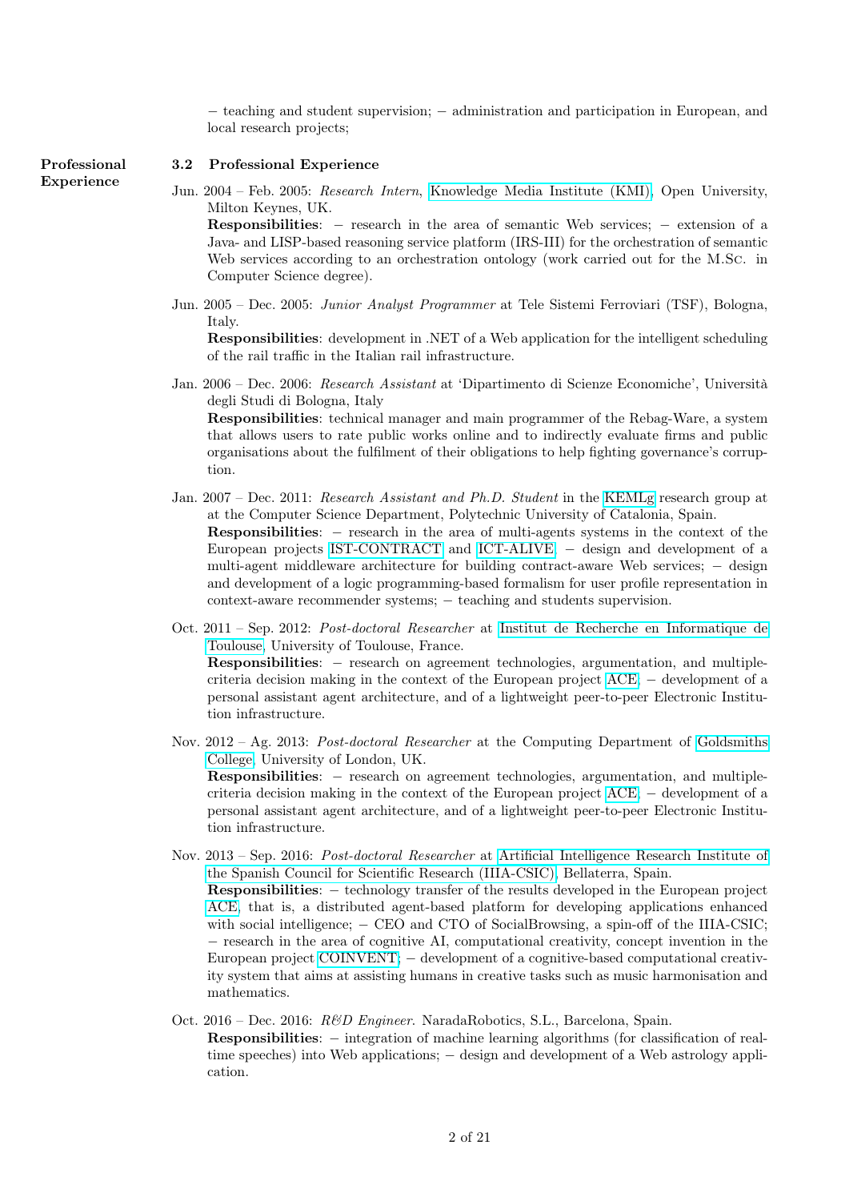− teaching and student supervision; − administration and participation in European, and local research projects;

**Professional Experience**

### 3.2 Professional Experience

Jun. 2004 – Feb. 2005: *Research Intern*, Knowledge Media Institute (KMI), Open University, Milton Keynes, UK.
**Responsibilities**: − research in the area of semantic Web services; − extension of a Java- and LISP-based reasoning service platform (IRS-III) for the orchestration of semantic Web services according to an orchestration ontology (work carried out for the M.Sc. in Computer Science degree).

Jun. 2005 – Dec. 2005: *Junior Analyst Programmer* at Tele Sistemi Ferroviari (TSF), Bologna, Italy.
**Responsibilities**: development in .NET of a Web application for the intelligent scheduling of the rail traffic in the Italian rail infrastructure.

Jan. 2006 – Dec. 2006: *Research Assistant* at 'Dipartimento di Scienze Economiche', Università degli Studi di Bologna, Italy
**Responsibilities**: technical manager and main programmer of the Rebag-Ware, a system that allows users to rate public works online and to indirectly evaluate firms and public organisations about the fulfilment of their obligations to help fighting governance's corruption.

Jan. 2007 – Dec. 2011: *Research Assistant and Ph.D. Student* in the KEMLg research group at at the Computer Science Department, Polytechnic University of Catalonia, Spain.
**Responsibilities**: − research in the area of multi-agents systems in the context of the European projects IST-CONTRACT and ICT-ALIVE; − design and development of a multi-agent middleware architecture for building contract-aware Web services; − design and development of a logic programming-based formalism for user profile representation in context-aware recommender systems; − teaching and students supervision.

Oct. 2011 – Sep. 2012: *Post-doctoral Researcher* at Institut de Recherche en Informatique de Toulouse, University of Toulouse, France.
**Responsibilities**: − research on agreement technologies, argumentation, and multiple-criteria decision making in the context of the European project ACE; − development of a personal assistant agent architecture, and of a lightweight peer-to-peer Electronic Institution infrastructure.

Nov. 2012 – Ag. 2013: *Post-doctoral Researcher* at the Computing Department of Goldsmiths College, University of London, UK.
**Responsibilities**: − research on agreement technologies, argumentation, and multiple-criteria decision making in the context of the European project ACE; − development of a personal assistant agent architecture, and of a lightweight peer-to-peer Electronic Institution infrastructure.

Nov. 2013 – Sep. 2016: *Post-doctoral Researcher* at Artificial Intelligence Research Institute of the Spanish Council for Scientific Research (IIIA-CSIC), Bellaterra, Spain.
**Responsibilities**: − technology transfer of the results developed in the European project ACE, that is, a distributed agent-based platform for developing applications enhanced with social intelligence; − CEO and CTO of SocialBrowsing, a spin-off of the IIIA-CSIC; − research in the area of cognitive AI, computational creativity, concept invention in the European project COINVENT; − development of a cognitive-based computational creativity system that aims at assisting humans in creative tasks such as music harmonisation and mathematics.

Oct. 2016 – Dec. 2016: *R&D Engineer*. NaradaRobotics, S.L., Barcelona, Spain.
**Responsibilities**: − integration of machine learning algorithms (for classification of real-time speeches) into Web applications; − design and development of a Web astrology application.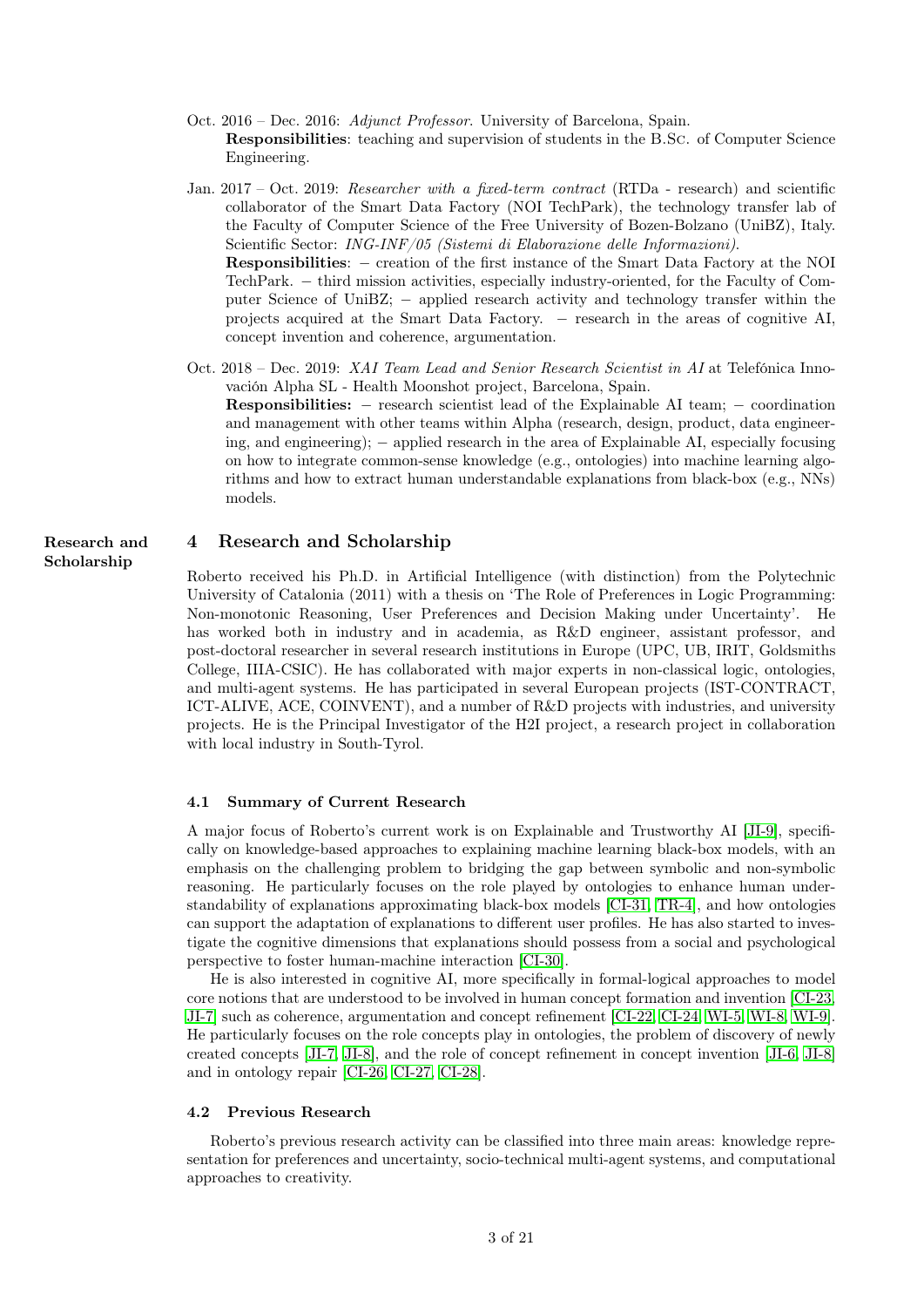Oct. 2016 – Dec. 2016: *Adjunct Professor.* University of Barcelona, Spain.
**Responsibilities**: teaching and supervision of students in the B.Sc. of Computer Science Engineering.

Jan. 2017 – Oct. 2019: *Researcher with a fixed-term contract* (RTDa - research) and scientific collaborator of the Smart Data Factory (NOI TechPark), the technology transfer lab of the Faculty of Computer Science of the Free University of Bozen-Bolzano (UniBZ), Italy. Scientific Sector: *ING-INF/05 (Sistemi di Elaborazione delle Informazioni).*
**Responsibilities**: − creation of the first instance of the Smart Data Factory at the NOI TechPark. − third mission activities, especially industry-oriented, for the Faculty of Computer Science of UniBZ; − applied research activity and technology transfer within the projects acquired at the Smart Data Factory. − research in the areas of cognitive AI, concept invention and coherence, argumentation.

Oct. 2018 – Dec. 2019: *XAI Team Lead and Senior Research Scientist in AI* at Telefónica Innovación Alpha SL - Health Moonshot project, Barcelona, Spain.
**Responsibilities:** − research scientist lead of the Explainable AI team; − coordination and management with other teams within Alpha (research, design, product, data engineering, and engineering); − applied research in the area of Explainable AI, especially focusing on how to integrate common-sense knowledge (e.g., ontologies) into machine learning algorithms and how to extract human understandable explanations from black-box (e.g., NNs) models.

## 4 Research and Scholarship

Roberto received his Ph.D. in Artificial Intelligence (with distinction) from the Polytechnic University of Catalonia (2011) with a thesis on 'The Role of Preferences in Logic Programming: Non-monotonic Reasoning, User Preferences and Decision Making under Uncertainty'. He has worked both in industry and in academia, as R&D engineer, assistant professor, and post-doctoral researcher in several research institutions in Europe (UPC, UB, IRIT, Goldsmiths College, IIIA-CSIC). He has collaborated with major experts in non-classical logic, ontologies, and multi-agent systems. He has participated in several European projects (IST-CONTRACT, ICT-ALIVE, ACE, COINVENT), and a number of R&D projects with industries, and university projects. He is the Principal Investigator of the H2I project, a research project in collaboration with local industry in South-Tyrol.

### 4.1 Summary of Current Research

A major focus of Roberto's current work is on Explainable and Trustworthy AI [JI-9], specifically on knowledge-based approaches to explaining machine learning black-box models, with an emphasis on the challenging problem to bridging the gap between symbolic and non-symbolic reasoning. He particularly focuses on the role played by ontologies to enhance human understandability of explanations approximating black-box models [CI-31, TR-4], and how ontologies can support the adaptation of explanations to different user profiles. He has also started to investigate the cognitive dimensions that explanations should possess from a social and psychological perspective to foster human-machine interaction [CI-30].

He is also interested in cognitive AI, more specifically in formal-logical approaches to model core notions that are understood to be involved in human concept formation and invention [CI-23, JI-7] such as coherence, argumentation and concept refinement [CI-22, CI-24, WI-5, WI-8, WI-9]. He particularly focuses on the role concepts play in ontologies, the problem of discovery of newly created concepts [JI-7, JI-8], and the role of concept refinement in concept invention [JI-6, JI-8] and in ontology repair [CI-26, CI-27, CI-28].

### 4.2 Previous Research

Roberto's previous research activity can be classified into three main areas: knowledge representation for preferences and uncertainty, socio-technical multi-agent systems, and computational approaches to creativity.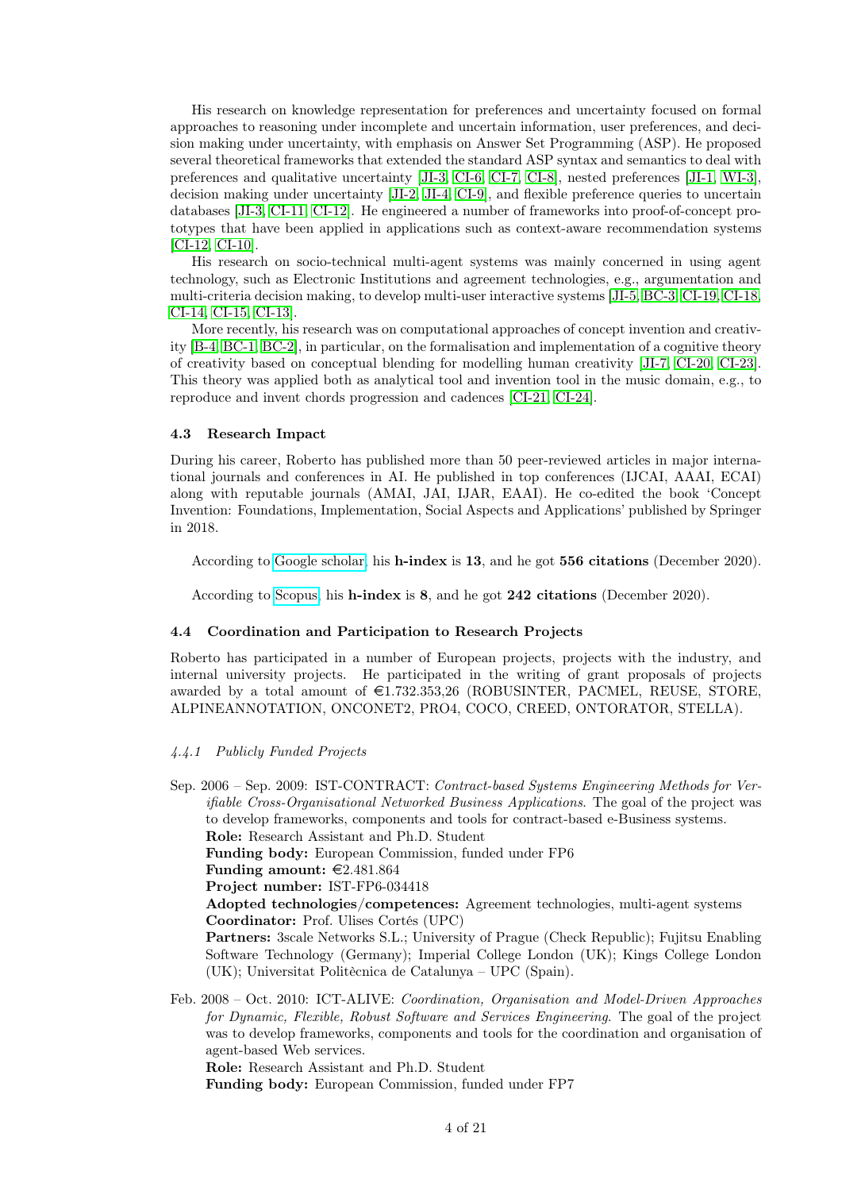His research on knowledge representation for preferences and uncertainty focused on formal approaches to reasoning under incomplete and uncertain information, user preferences, and decision making under uncertainty, with emphasis on Answer Set Programming (ASP). He proposed several theoretical frameworks that extended the standard ASP syntax and semantics to deal with preferences and qualitative uncertainty [JI-3, CI-6, CI-7, CI-8], nested preferences [JI-1, WI-3], decision making under uncertainty [JI-2, JI-4, CI-9], and flexible preference queries to uncertain databases [JI-3, CI-11, CI-12]. He engineered a number of frameworks into proof-of-concept prototypes that have been applied in applications such as context-aware recommendation systems [CI-12, CI-10].

His research on socio-technical multi-agent systems was mainly concerned in using agent technology, such as Electronic Institutions and agreement technologies, e.g., argumentation and multi-criteria decision making, to develop multi-user interactive systems [JI-5, BC-3, CI-19, CI-18, CI-14, CI-15, CI-13].

More recently, his research was on computational approaches of concept invention and creativity [B-4, BC-1, BC-2], in particular, on the formalisation and implementation of a cognitive theory of creativity based on conceptual blending for modelling human creativity [JI-7, CI-20, CI-23]. This theory was applied both as analytical tool and invention tool in the music domain, e.g., to reproduce and invent chords progression and cadences [CI-21, CI-24].

### 4.3 Research Impact

During his career, Roberto has published more than 50 peer-reviewed articles in major international journals and conferences in AI. He published in top conferences (IJCAI, AAAI, ECAI) along with reputable journals (AMAI, JAI, IJAR, EAAI). He co-edited the book 'Concept Invention: Foundations, Implementation, Social Aspects and Applications' published by Springer in 2018.

According to Google scholar, his **h-index** is **13**, and he got **556 citations** (December 2020).

According to Scopus, his **h-index** is **8**, and he got **242 citations** (December 2020).

### 4.4 Coordination and Participation to Research Projects

Roberto has participated in a number of European projects, projects with the industry, and internal university projects. He participated in the writing of grant proposals of projects awarded by a total amount of €1.732.353,26 (ROBUSINTER, PACMEL, REUSE, STORE, ALPINEANNOTATION, ONCONET2, PRO4, COCO, CREED, ONTORATOR, STELLA).

#### *4.4.1 Publicly Funded Projects*

Sep. 2006 – Sep. 2009: IST-CONTRACT: *Contract-based Systems Engineering Methods for Verifiable Cross-Organisational Networked Business Applications.* The goal of the project was to develop frameworks, components and tools for contract-based e-Business systems.
**Role:** Research Assistant and Ph.D. Student
**Funding body:** European Commission, funded under FP6
**Funding amount:** €2.481.864
**Project number:** IST-FP6-034418
**Adopted technologies/competences:** Agreement technologies, multi-agent systems
**Coordinator:** Prof. Ulises Cortés (UPC)
**Partners:** 3scale Networks S.L.; University of Prague (Check Republic); Fujitsu Enabling Software Technology (Germany); Imperial College London (UK); Kings College London (UK); Universitat Politècnica de Catalunya – UPC (Spain).

Feb. 2008 – Oct. 2010: ICT-ALIVE: *Coordination, Organisation and Model-Driven Approaches for Dynamic, Flexible, Robust Software and Services Engineering*. The goal of the project was to develop frameworks, components and tools for the coordination and organisation of agent-based Web services.
**Role:** Research Assistant and Ph.D. Student
**Funding body:** European Commission, funded under FP7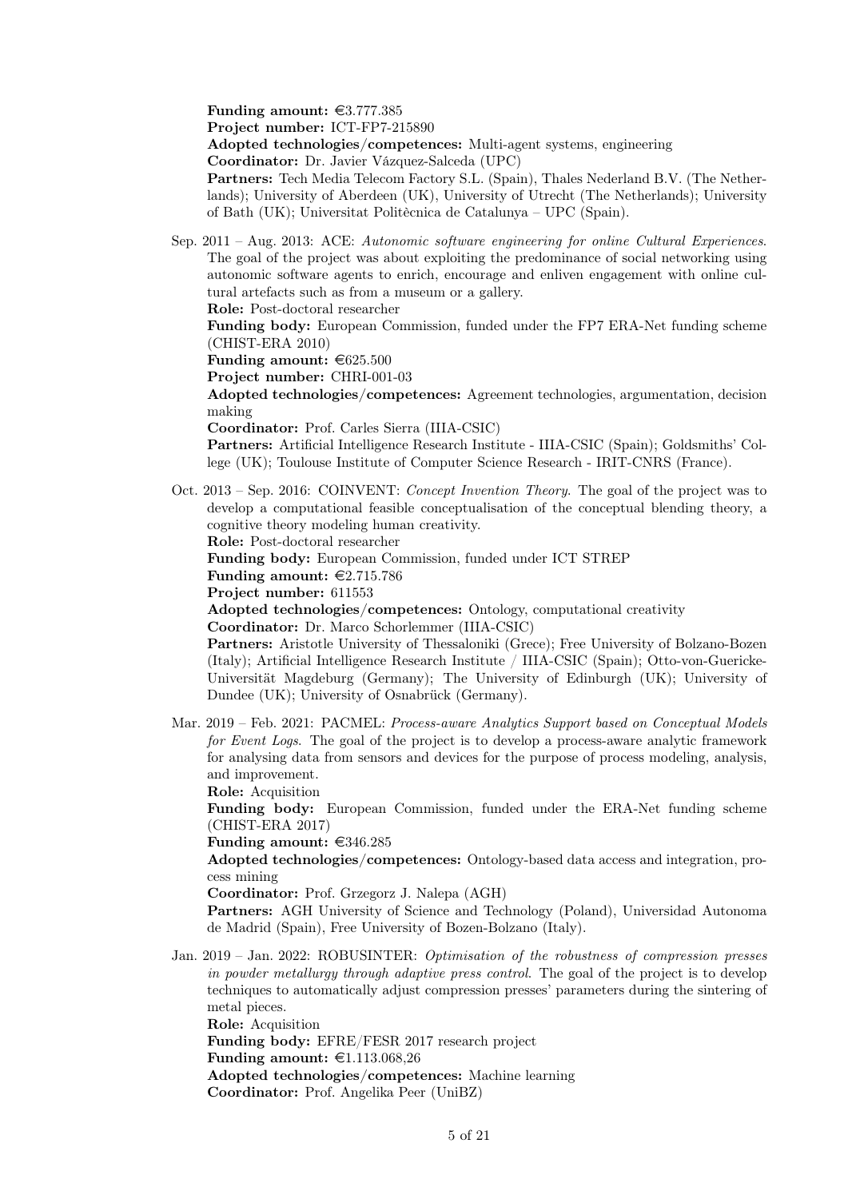**Funding amount:** €3.777.385
**Project number:** ICT-FP7-215890
**Adopted technologies/competences:** Multi-agent systems, engineering
**Coordinator:** Dr. Javier Vázquez-Salceda (UPC)
**Partners:** Tech Media Telecom Factory S.L. (Spain), Thales Nederland B.V. (The Netherlands); University of Aberdeen (UK), University of Utrecht (The Netherlands); University of Bath (UK); Universitat Politècnica de Catalunya – UPC (Spain).

Sep. 2011 – Aug. 2013: ACE: *Autonomic software engineering for online Cultural Experiences*. The goal of the project was about exploiting the predominance of social networking using autonomic software agents to enrich, encourage and enliven engagement with online cultural artefacts such as from a museum or a gallery.
**Role:** Post-doctoral researcher
**Funding body:** European Commission, funded under the FP7 ERA-Net funding scheme (CHIST-ERA 2010)
**Funding amount:** €625.500
**Project number:** CHRI-001-03
**Adopted technologies/competences:** Agreement technologies, argumentation, decision making
**Coordinator:** Prof. Carles Sierra (IIIA-CSIC)
**Partners:** Artificial Intelligence Research Institute - IIIA-CSIC (Spain); Goldsmiths' College (UK); Toulouse Institute of Computer Science Research - IRIT-CNRS (France).

Oct. 2013 – Sep. 2016: COINVENT: *Concept Invention Theory*. The goal of the project was to develop a computational feasible conceptualisation of the conceptual blending theory, a cognitive theory modeling human creativity.
**Role:** Post-doctoral researcher
**Funding body:** European Commission, funded under ICT STREP
**Funding amount:** €2.715.786
**Project number:** 611553
**Adopted technologies/competences:** Ontology, computational creativity
**Coordinator:** Dr. Marco Schorlemmer (IIIA-CSIC)
**Partners:** Aristotle University of Thessaloniki (Grece); Free University of Bolzano-Bozen (Italy); Artificial Intelligence Research Institute / IIIA-CSIC (Spain); Otto-von-Guericke-Universität Magdeburg (Germany); The University of Edinburgh (UK); University of Dundee (UK); University of Osnabrück (Germany).

Mar. 2019 – Feb. 2021: PACMEL: *Process-aware Analytics Support based on Conceptual Models for Event Logs*. The goal of the project is to develop a process-aware analytic framework for analysing data from sensors and devices for the purpose of process modeling, analysis, and improvement.
**Role:** Acquisition
**Funding body:** European Commission, funded under the ERA-Net funding scheme (CHIST-ERA 2017)
**Funding amount:** €346.285
**Adopted technologies/competences:** Ontology-based data access and integration, process mining
**Coordinator:** Prof. Grzegorz J. Nalepa (AGH)
**Partners:** AGH University of Science and Technology (Poland), Universidad Autonoma de Madrid (Spain), Free University of Bozen-Bolzano (Italy).

Jan. 2019 – Jan. 2022: ROBUSINTER: *Optimisation of the robustness of compression presses in powder metallurgy through adaptive press control*. The goal of the project is to develop techniques to automatically adjust compression presses' parameters during the sintering of metal pieces.
**Role:** Acquisition
**Funding body:** EFRE/FESR 2017 research project
**Funding amount:** €1.113.068,26
**Adopted technologies/competences:** Machine learning
**Coordinator:** Prof. Angelika Peer (UniBZ)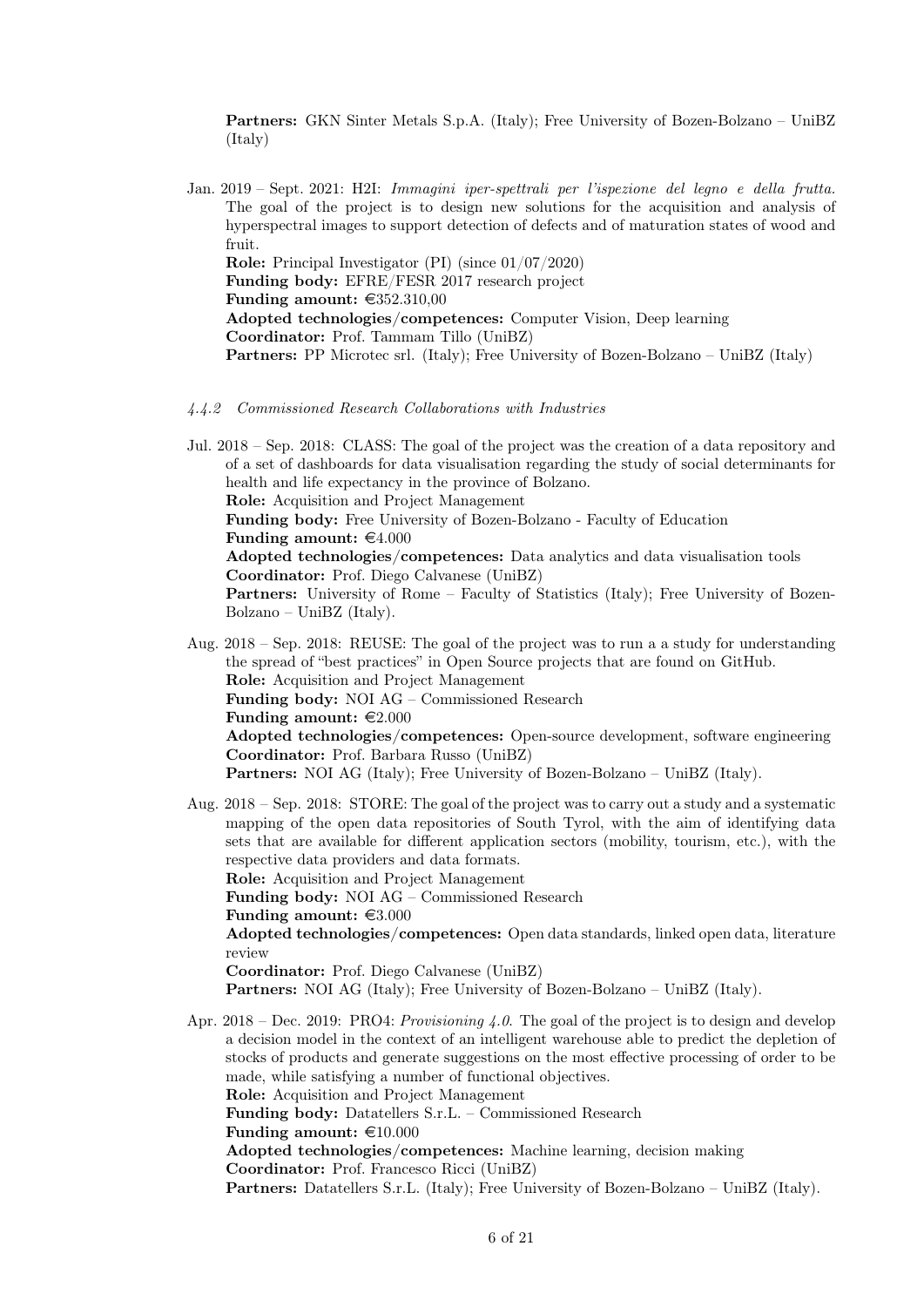**Partners:** GKN Sinter Metals S.p.A. (Italy); Free University of Bozen-Bolzano – UniBZ (Italy)

Jan. 2019 – Sept. 2021: H2I: *Immagini iper-spettrali per l'ispezione del legno e della frutta.* The goal of the project is to design new solutions for the acquisition and analysis of hyperspectral images to support detection of defects and of maturation states of wood and fruit.
**Role:** Principal Investigator (PI) (since 01/07/2020)
**Funding body:** EFRE/FESR 2017 research project
**Funding amount:** €352.310,00
**Adopted technologies/competences:** Computer Vision, Deep learning
**Coordinator:** Prof. Tammam Tillo (UniBZ)
**Partners:** PP Microtec srl. (Italy); Free University of Bozen-Bolzano – UniBZ (Italy)

#### *4.4.2 Commissioned Research Collaborations with Industries*

Jul. 2018 – Sep. 2018: CLASS: The goal of the project was the creation of a data repository and of a set of dashboards for data visualisation regarding the study of social determinants for health and life expectancy in the province of Bolzano.
**Role:** Acquisition and Project Management
**Funding body:** Free University of Bozen-Bolzano - Faculty of Education
**Funding amount:** €4.000
**Adopted technologies/competences:** Data analytics and data visualisation tools
**Coordinator:** Prof. Diego Calvanese (UniBZ)
**Partners:** University of Rome – Faculty of Statistics (Italy); Free University of Bozen-Bolzano – UniBZ (Italy).

Aug. 2018 – Sep. 2018: REUSE: The goal of the project was to run a a study for understanding the spread of "best practices" in Open Source projects that are found on GitHub.
**Role:** Acquisition and Project Management
**Funding body:** NOI AG – Commissioned Research
**Funding amount:** €2.000
**Adopted technologies/competences:** Open-source development, software engineering
**Coordinator:** Prof. Barbara Russo (UniBZ)
**Partners:** NOI AG (Italy); Free University of Bozen-Bolzano – UniBZ (Italy).

Aug. 2018 – Sep. 2018: STORE: The goal of the project was to carry out a study and a systematic mapping of the open data repositories of South Tyrol, with the aim of identifying data sets that are available for different application sectors (mobility, tourism, etc.), with the respective data providers and data formats.
**Role:** Acquisition and Project Management
**Funding body:** NOI AG – Commissioned Research
**Funding amount:** €3.000
**Adopted technologies/competences:** Open data standards, linked open data, literature review
**Coordinator:** Prof. Diego Calvanese (UniBZ)
**Partners:** NOI AG (Italy); Free University of Bozen-Bolzano – UniBZ (Italy).

Apr. 2018 – Dec. 2019: PRO4: *Provisioning 4.0*. The goal of the project is to design and develop a decision model in the context of an intelligent warehouse able to predict the depletion of stocks of products and generate suggestions on the most effective processing of order to be made, while satisfying a number of functional objectives.
**Role:** Acquisition and Project Management
**Funding body:** Datatellers S.r.L. – Commissioned Research
**Funding amount:** €10.000
**Adopted technologies/competences:** Machine learning, decision making
**Coordinator:** Prof. Francesco Ricci (UniBZ)
**Partners:** Datatellers S.r.L. (Italy); Free University of Bozen-Bolzano – UniBZ (Italy).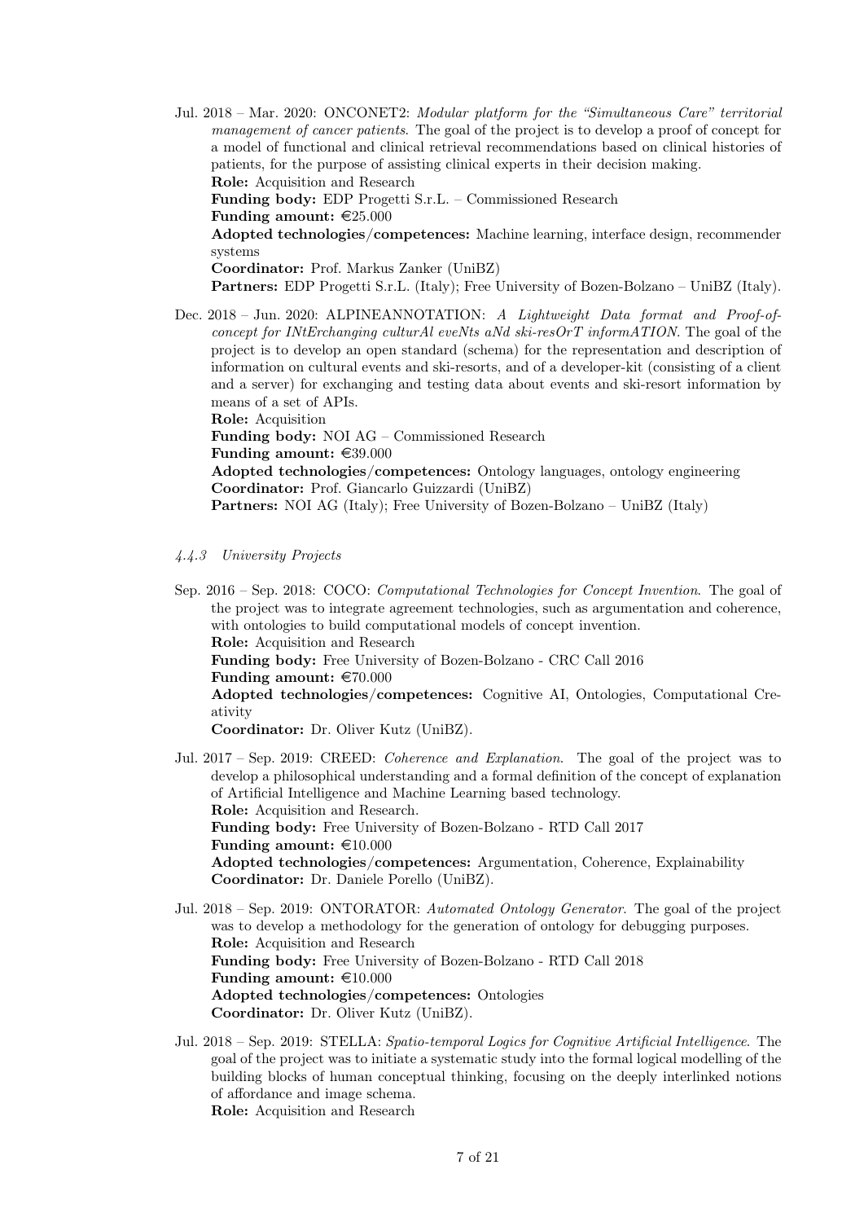Jul. 2018 – Mar. 2020: ONCONET2: *Modular platform for the "Simultaneous Care" territorial management of cancer patients*. The goal of the project is to develop a proof of concept for a model of functional and clinical retrieval recommendations based on clinical histories of patients, for the purpose of assisting clinical experts in their decision making.
**Role:** Acquisition and Research
**Funding body:** EDP Progetti S.r.L. – Commissioned Research
**Funding amount:** €25.000
**Adopted technologies/competences:** Machine learning, interface design, recommender systems
**Coordinator:** Prof. Markus Zanker (UniBZ)
**Partners:** EDP Progetti S.r.L. (Italy); Free University of Bozen-Bolzano – UniBZ (Italy).

Dec. 2018 – Jun. 2020: ALPINEANNOTATION: *A Lightweight Data format and Proof-of-concept for INtErchanging culturAl eveNts aNd ski-resOrT informATION*. The goal of the project is to develop an open standard (schema) for the representation and description of information on cultural events and ski-resorts, and of a developer-kit (consisting of a client and a server) for exchanging and testing data about events and ski-resort information by means of a set of APIs.
**Role:** Acquisition
**Funding body:** NOI AG – Commissioned Research
**Funding amount:** €39.000
**Adopted technologies/competences:** Ontology languages, ontology engineering
**Coordinator:** Prof. Giancarlo Guizzardi (UniBZ)
**Partners:** NOI AG (Italy); Free University of Bozen-Bolzano – UniBZ (Italy)

#### *4.4.3 University Projects*

Sep. 2016 – Sep. 2018: COCO: *Computational Technologies for Concept Invention*. The goal of the project was to integrate agreement technologies, such as argumentation and coherence, with ontologies to build computational models of concept invention.
**Role:** Acquisition and Research
**Funding body:** Free University of Bozen-Bolzano - CRC Call 2016
**Funding amount:** €70.000
**Adopted technologies/competences:** Cognitive AI, Ontologies, Computational Creativity
**Coordinator:** Dr. Oliver Kutz (UniBZ).

Jul. 2017 – Sep. 2019: CREED: *Coherence and Explanation*. The goal of the project was to develop a philosophical understanding and a formal definition of the concept of explanation of Artificial Intelligence and Machine Learning based technology.
**Role:** Acquisition and Research.
**Funding body:** Free University of Bozen-Bolzano - RTD Call 2017
**Funding amount:** €10.000
**Adopted technologies/competences:** Argumentation, Coherence, Explainability
**Coordinator:** Dr. Daniele Porello (UniBZ).

Jul. 2018 – Sep. 2019: ONTORATOR: *Automated Ontology Generator*. The goal of the project was to develop a methodology for the generation of ontology for debugging purposes.
**Role:** Acquisition and Research
**Funding body:** Free University of Bozen-Bolzano - RTD Call 2018
**Funding amount:** €10.000
**Adopted technologies/competences:** Ontologies
**Coordinator:** Dr. Oliver Kutz (UniBZ).

Jul. 2018 – Sep. 2019: STELLA: *Spatio-temporal Logics for Cognitive Artificial Intelligence*. The goal of the project was to initiate a systematic study into the formal logical modelling of the building blocks of human conceptual thinking, focusing on the deeply interlinked notions of affordance and image schema.
**Role:** Acquisition and Research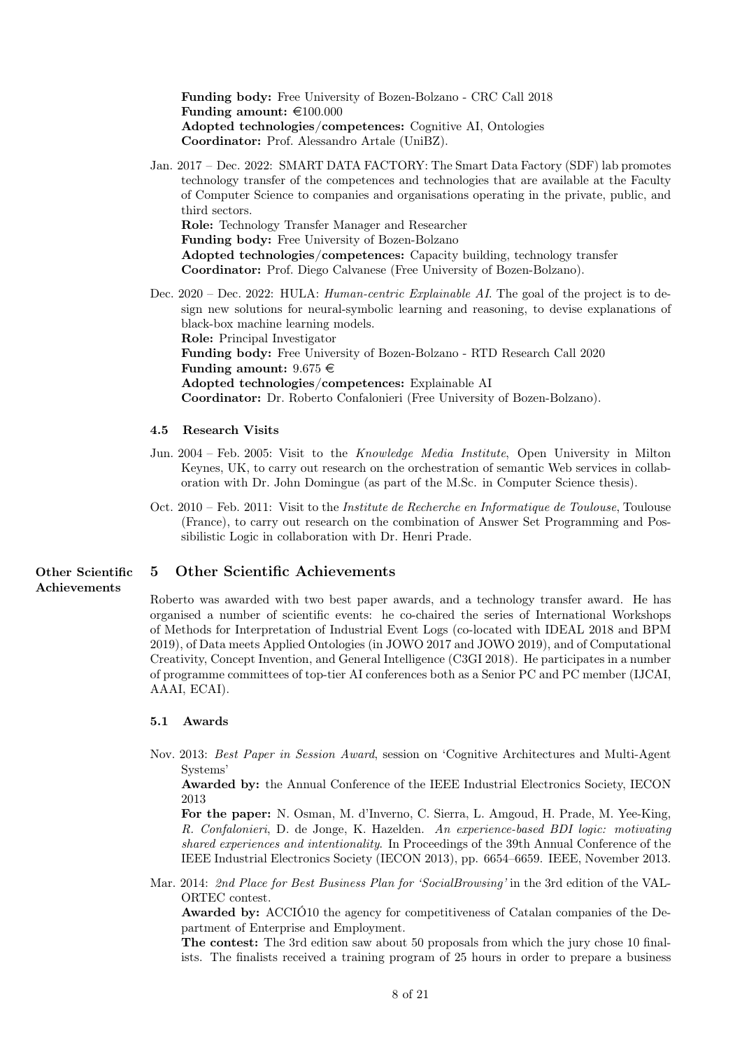**Funding body:** Free University of Bozen-Bolzano - CRC Call 2018
**Funding amount:** €100.000
**Adopted technologies/competences:** Cognitive AI, Ontologies
**Coordinator:** Prof. Alessandro Artale (UniBZ).

Jan. 2017 – Dec. 2022: SMART DATA FACTORY: The Smart Data Factory (SDF) lab promotes technology transfer of the competences and technologies that are available at the Faculty of Computer Science to companies and organisations operating in the private, public, and third sectors.
**Role:** Technology Transfer Manager and Researcher
**Funding body:** Free University of Bozen-Bolzano
**Adopted technologies/competences:** Capacity building, technology transfer
**Coordinator:** Prof. Diego Calvanese (Free University of Bozen-Bolzano).

Dec. 2020 – Dec. 2022: HULA: *Human-centric Explainable AI*. The goal of the project is to design new solutions for neural-symbolic learning and reasoning, to devise explanations of black-box machine learning models.
**Role:** Principal Investigator
**Funding body:** Free University of Bozen-Bolzano - RTD Research Call 2020
**Funding amount:** 9.675 €
**Adopted technologies/competences:** Explainable AI
**Coordinator:** Dr. Roberto Confalonieri (Free University of Bozen-Bolzano).

### 4.5 Research Visits

Jun. 2004 – Feb. 2005: Visit to the *Knowledge Media Institute*, Open University in Milton Keynes, UK, to carry out research on the orchestration of semantic Web services in collaboration with Dr. John Domingue (as part of the M.Sc. in Computer Science thesis).

Oct. 2010 – Feb. 2011: Visit to the *Institute de Recherche en Informatique de Toulouse*, Toulouse (France), to carry out research on the combination of Answer Set Programming and Possibilistic Logic in collaboration with Dr. Henri Prade.

## 5 Other Scientific Achievements

Roberto was awarded with two best paper awards, and a technology transfer award. He has organised a number of scientific events: he co-chaired the series of International Workshops of Methods for Interpretation of Industrial Event Logs (co-located with IDEAL 2018 and BPM 2019), of Data meets Applied Ontologies (in JOWO 2017 and JOWO 2019), and of Computational Creativity, Concept Invention, and General Intelligence (C3GI 2018). He participates in a number of programme committees of top-tier AI conferences both as a Senior PC and PC member (IJCAI, AAAI, ECAI).

### 5.1 Awards

Nov. 2013: *Best Paper in Session Award*, session on 'Cognitive Architectures and Multi-Agent Systems'
**Awarded by:** the Annual Conference of the IEEE Industrial Electronics Society, IECON 2013
**For the paper:** N. Osman, M. d'Inverno, C. Sierra, L. Amgoud, H. Prade, M. Yee-King, *R. Confalonieri*, D. de Jonge, K. Hazelden. *An experience-based BDI logic: motivating shared experiences and intentionality*. In Proceedings of the 39th Annual Conference of the IEEE Industrial Electronics Society (IECON 2013), pp. 6654–6659. IEEE, November 2013.

Mar. 2014: *2nd Place for Best Business Plan for 'SocialBrowsing'* in the 3rd edition of the VALORTEC contest.
**Awarded by:** ACCIÓ10 the agency for competitiveness of Catalan companies of the Department of Enterprise and Employment.
**The contest:** The 3rd edition saw about 50 proposals from which the jury chose 10 finalists. The finalists received a training program of 25 hours in order to prepare a business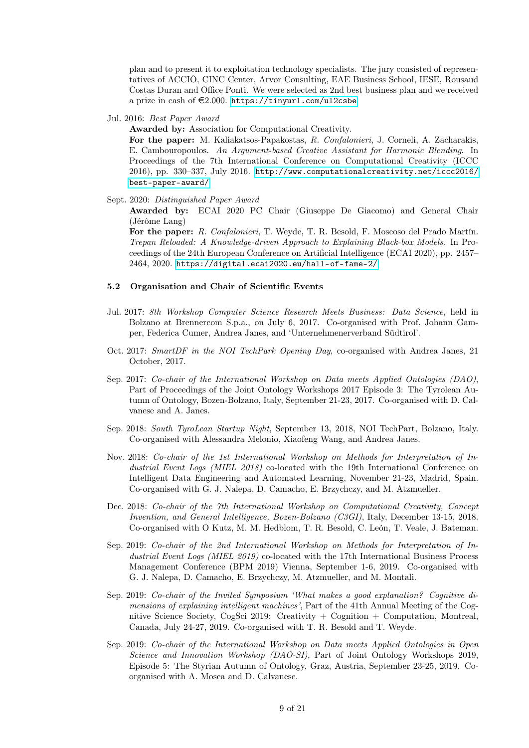plan and to present it to exploitation technology specialists. The jury consisted of representatives of ACCIÓ, CINC Center, Arvor Consulting, EAE Business School, IESE, Rousaud Costas Duran and Office Ponti. We were selected as 2nd best business plan and we received a prize in cash of €2.000. https://tinyurl.com/ul2csbe

Jul. 2016: *Best Paper Award*
**Awarded by:** Association for Computational Creativity.
**For the paper:** M. Kaliakatsos-Papakostas, *R. Confalonieri*, J. Corneli, A. Zacharakis, E. Cambouropoulos. *An Argument-based Creative Assistant for Harmonic Blending*. In Proceedings of the 7th International Conference on Computational Creativity (ICCC 2016), pp. 330–337, July 2016. http://www.computationalcreativity.net/iccc2016/best-paper-award/

Sept. 2020: *Distinguished Paper Award*
**Awarded by:** ECAI 2020 PC Chair (Giuseppe De Giacomo) and General Chair (Jérôme Lang)
**For the paper:** *R. Confalonieri*, T. Weyde, T. R. Besold, F. Moscoso del Prado Martín. *Trepan Reloaded: A Knowledge-driven Approach to Explaining Black-box Models*. In Proceedings of the 24th European Conference on Artificial Intelligence (ECAI 2020), pp. 2457–2464, 2020. https://digital.ecai2020.eu/hall-of-fame-2/

### 5.2 Organisation and Chair of Scientific Events

Jul. 2017: *8th Workshop Computer Science Research Meets Business: Data Science*, held in Bolzano at Brennercom S.p.a., on July 6, 2017. Co-organised with Prof. Johann Gamper, Federica Cumer, Andrea Janes, and 'Unternehmenerverband Südtirol'.

Oct. 2017: *SmartDF in the NOI TechPark Opening Day*, co-organised with Andrea Janes, 21 October, 2017.

Sep. 2017: *Co-chair of the International Workshop on Data meets Applied Ontologies (DAO)*, Part of Proceedings of the Joint Ontology Workshops 2017 Episode 3: The Tyrolean Autumn of Ontology, Bozen-Bolzano, Italy, September 21-23, 2017. Co-organised with D. Calvanese and A. Janes.

Sep. 2018: *South TyroLean Startup Night*, September 13, 2018, NOI TechPart, Bolzano, Italy. Co-organised with Alessandra Melonio, Xiaofeng Wang, and Andrea Janes.

Nov. 2018: *Co-chair of the 1st International Workshop on Methods for Interpretation of Industrial Event Logs (MIEL 2018)* co-located with the 19th International Conference on Intelligent Data Engineering and Automated Learning, November 21-23, Madrid, Spain. Co-organised with G. J. Nalepa, D. Camacho, E. Brzychczy, and M. Atzmueller.

Dec. 2018: *Co-chair of the 7th International Workshop on Computational Creativity, Concept Invention, and General Intelligence, Bozen-Bolzano (C3GI)*, Italy, December 13-15, 2018. Co-organised with O Kutz, M. M. Hedblom, T. R. Besold, C. León, T. Veale, J. Bateman.

Sep. 2019: *Co-chair of the 2nd International Workshop on Methods for Interpretation of Industrial Event Logs (MIEL 2019)* co-located with the 17th International Business Process Management Conference (BPM 2019) Vienna, September 1-6, 2019. Co-organised with G. J. Nalepa, D. Camacho, E. Brzychczy, M. Atzmueller, and M. Montali.

Sep. 2019: *Co-chair of the Invited Symposium 'What makes a good explanation? Cognitive dimensions of explaining intelligent machines'*, Part of the 41th Annual Meeting of the Cognitive Science Society, CogSci 2019: Creativity + Cognition + Computation, Montreal, Canada, July 24-27, 2019. Co-organised with T. R. Besold and T. Weyde.

Sep. 2019: *Co-chair of the International Workshop on Data meets Applied Ontologies in Open Science and Innovation Workshop (DAO-SI)*, Part of Joint Ontology Workshops 2019, Episode 5: The Styrian Autumn of Ontology, Graz, Austria, September 23-25, 2019. Co-organised with A. Mosca and D. Calvanese.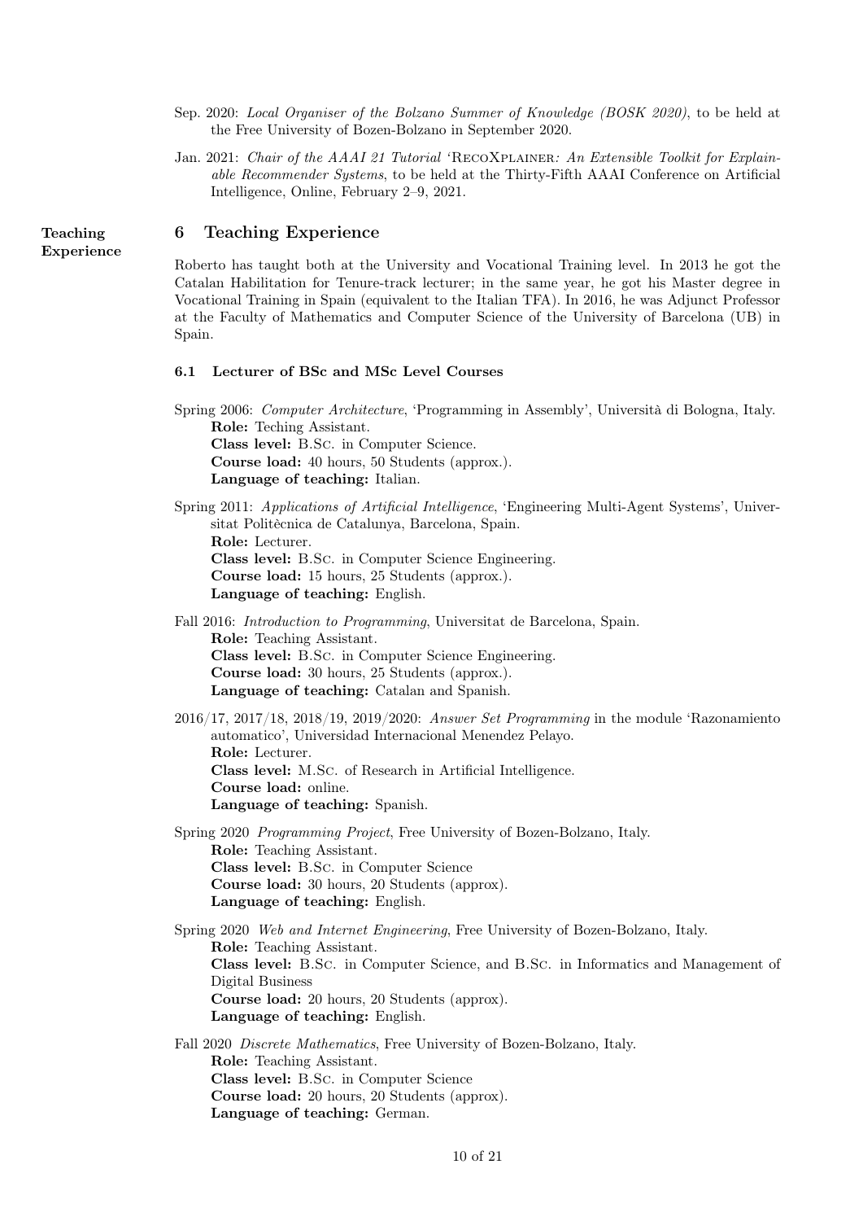Sep. 2020: *Local Organiser of the Bolzano Summer of Knowledge (BOSK 2020)*, to be held at the Free University of Bozen-Bolzano in September 2020.

Jan. 2021: *Chair of the AAAI 21 Tutorial* ‘RecoXplainer*: An Extensible Toolkit for Explainable Recommender Systems*, to be held at the Thirty-Fifth AAAI Conference on Artificial Intelligence, Online, February 2–9, 2021.

## 6 Teaching Experience

Roberto has taught both at the University and Vocational Training level. In 2013 he got the Catalan Habilitation for Tenure-track lecturer; in the same year, he got his Master degree in Vocational Training in Spain (equivalent to the Italian TFA). In 2016, he was Adjunct Professor at the Faculty of Mathematics and Computer Science of the University of Barcelona (UB) in Spain.

### 6.1 Lecturer of BSc and MSc Level Courses

Spring 2006: *Computer Architecture*, ‘Programming in Assembly’, Università di Bologna, Italy.
**Role:** Teching Assistant.
**Class level:** B.Sc. in Computer Science.
**Course load:** 40 hours, 50 Students (approx.).
**Language of teaching:** Italian.

Spring 2011: *Applications of Artificial Intelligence*, ‘Engineering Multi-Agent Systems’, Universitat Politècnica de Catalunya, Barcelona, Spain.
**Role:** Lecturer.
**Class level:** B.Sc. in Computer Science Engineering.
**Course load:** 15 hours, 25 Students (approx.).
**Language of teaching:** English.

Fall 2016: *Introduction to Programming*, Universitat de Barcelona, Spain.
**Role:** Teaching Assistant.
**Class level:** B.Sc. in Computer Science Engineering.
**Course load:** 30 hours, 25 Students (approx.).
**Language of teaching:** Catalan and Spanish.

2016/17, 2017/18, 2018/19, 2019/2020: *Answer Set Programming* in the module ‘Razonamiento automatico’, Universidad Internacional Menendez Pelayo.
**Role:** Lecturer.
**Class level:** M.Sc. of Research in Artificial Intelligence.
**Course load:** online.
**Language of teaching:** Spanish.

Spring 2020 *Programming Project*, Free University of Bozen-Bolzano, Italy.
**Role:** Teaching Assistant.
**Class level:** B.Sc. in Computer Science
**Course load:** 30 hours, 20 Students (approx).
**Language of teaching:** English.

Spring 2020 *Web and Internet Engineering*, Free University of Bozen-Bolzano, Italy.
**Role:** Teaching Assistant.
**Class level:** B.Sc. in Computer Science, and B.Sc. in Informatics and Management of Digital Business
**Course load:** 20 hours, 20 Students (approx).
**Language of teaching:** English.

Fall 2020 *Discrete Mathematics*, Free University of Bozen-Bolzano, Italy.
**Role:** Teaching Assistant.
**Class level:** B.Sc. in Computer Science
**Course load:** 20 hours, 20 Students (approx).
**Language of teaching:** German.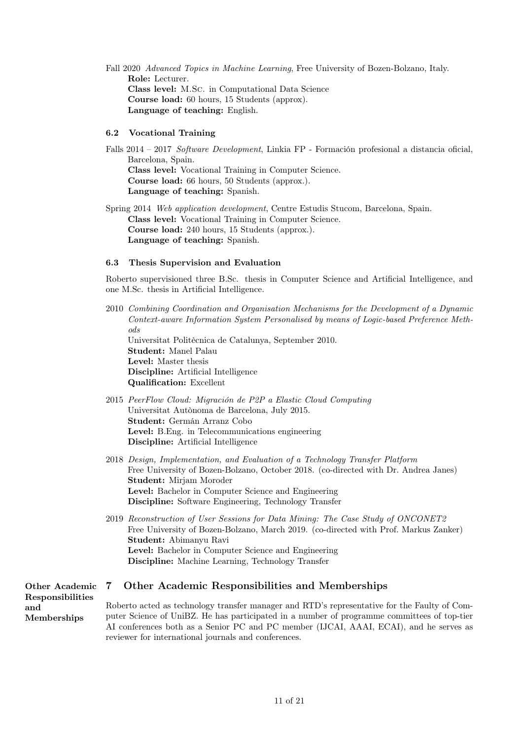Fall 2020 *Advanced Topics in Machine Learning*, Free University of Bozen-Bolzano, Italy.
**Role:** Lecturer.
**Class level:** M.Sc. in Computational Data Science
**Course load:** 60 hours, 15 Students (approx).
**Language of teaching:** English.

### 6.2 Vocational Training

Falls 2014 – 2017 *Software Development*, Linkia FP - Formación profesional a distancia oficial, Barcelona, Spain.
**Class level:** Vocational Training in Computer Science.
**Course load:** 66 hours, 50 Students (approx.).
**Language of teaching:** Spanish.

Spring 2014 *Web application development*, Centre Estudis Stucom, Barcelona, Spain.
**Class level:** Vocational Training in Computer Science.
**Course load:** 240 hours, 15 Students (approx.).
**Language of teaching:** Spanish.

### 6.3 Thesis Supervision and Evaluation

Roberto supervisioned three B.Sc. thesis in Computer Science and Artificial Intelligence, and one M.Sc. thesis in Artificial Intelligence.

2010 *Combining Coordination and Organisation Mechanisms for the Development of a Dynamic Context-aware Information System Personalised by means of Logic-based Preference Methods*
Universitat Politècnica de Catalunya, September 2010.
**Student:** Manel Palau
**Level:** Master thesis
**Discipline:** Artificial Intelligence
**Qualification:** Excellent

2015 *PeerFlow Cloud: Migración de P2P a Elastic Cloud Computing*
Universitat Autònoma de Barcelona, July 2015.
**Student:** Germán Arranz Cobo
**Level:** B.Eng. in Telecommunications engineering
**Discipline:** Artificial Intelligence

2018 *Design, Implementation, and Evaluation of a Technology Transfer Platform*
Free University of Bozen-Bolzano, October 2018. (co-directed with Dr. Andrea Janes)
**Student:** Mirjam Moroder
**Level:** Bachelor in Computer Science and Engineering
**Discipline:** Software Engineering, Technology Transfer

2019 *Reconstruction of User Sessions for Data Mining: The Case Study of ONCONET2*
Free University of Bozen-Bolzano, March 2019. (co-directed with Prof. Markus Zanker)
**Student:** Abimanyu Ravi
**Level:** Bachelor in Computer Science and Engineering
**Discipline:** Machine Learning, Technology Transfer

## 7 Other Academic Responsibilities and Memberships

Roberto acted as technology transfer manager and RTD's representative for the Faculty of Computer Science of UniBZ. He has participated in a number of programme committees of top-tier AI conferences both as a Senior PC and PC member (IJCAI, AAAI, ECAI), and he serves as reviewer for international journals and conferences.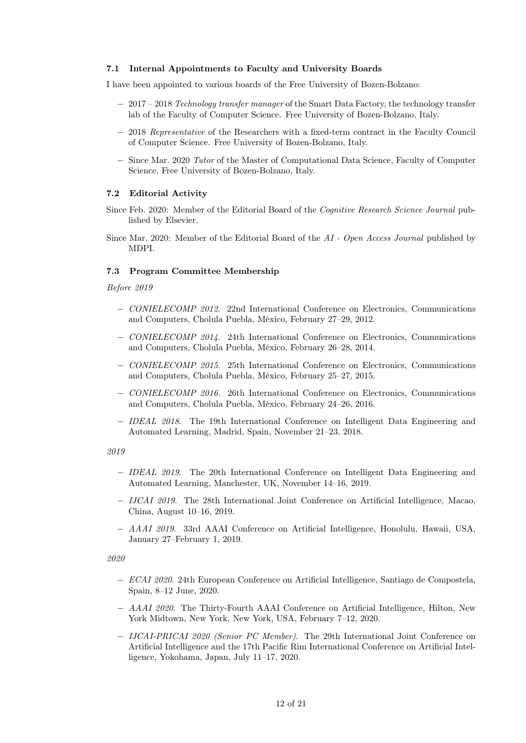### 7.1 Internal Appointments to Faculty and University Boards

I have been appointed to various boards of the Free University of Bozen-Bolzano:

- 2017 – 2018 *Technology transfer manager* of the Smart Data Factory, the technology transfer lab of the Faculty of Computer Science. Free University of Bozen-Bolzano, Italy.
- 2018 *Representative* of the Researchers with a fixed-term contract in the Faculty Council of Computer Science. Free University of Bozen-Bolzano, Italy.
- Since Mar. 2020 *Tutor* of the Master of Computational Data Science, Faculty of Computer Science, Free University of Bozen-Bolzano, Italy.

### 7.2 Editorial Activity

Since Feb. 2020: Member of the Editorial Board of the *Cognitive Research Science Journal* published by Elsevier.

Since Mar. 2020: Member of the Editorial Board of the *AI - Open Access Journal* published by MDPI.

### 7.3 Program Committee Membership

*Before 2019*

- *CONIELECOMP 2012.* 22nd International Conference on Electronics, Communications and Computers, Cholula Puebla, México, February 27–29, 2012.
- *CONIELECOMP 2014.* 24th International Conference on Electronics, Communications and Computers, Cholula Puebla, México, February 26–28, 2014.
- *CONIELECOMP 2015.* 25th International Conference on Electronics, Communications and Computers, Cholula Puebla, México, February 25–27, 2015.
- *CONIELECOMP 2016.* 26th International Conference on Electronics, Communications and Computers, Cholula Puebla, México, February 24–26, 2016.
- *IDEAL 2018.* The 19th International Conference on Intelligent Data Engineering and Automated Learning, Madrid, Spain, November 21–23, 2018.

*2019*

- *IDEAL 2019.* The 20th International Conference on Intelligent Data Engineering and Automated Learning, Manchester, UK, November 14–16, 2019.
- *IJCAI 2019.* The 28th International Joint Conference on Artificial Intelligence, Macao, China, August 10–16, 2019.
- *AAAI 2019.* 33rd AAAI Conference on Artificial Intelligence, Honolulu, Hawaii, USA, January 27–February 1, 2019.

*2020*

- *ECAI 2020.* 24th European Conference on Artificial Intelligence, Santiago de Compostela, Spain, 8–12 June, 2020.
- *AAAI 2020.* The Thirty-Fourth AAAI Conference on Artificial Intelligence, Hilton, New York Midtown, New York, New York, USA, February 7–12, 2020.
- *IJCAI-PRICAI 2020 (Senior PC Member).* The 29th International Joint Conference on Artificial Intelligence and the 17th Pacific Rim International Conference on Artificial Intelligence, Yokohama, Japan, July 11–17, 2020.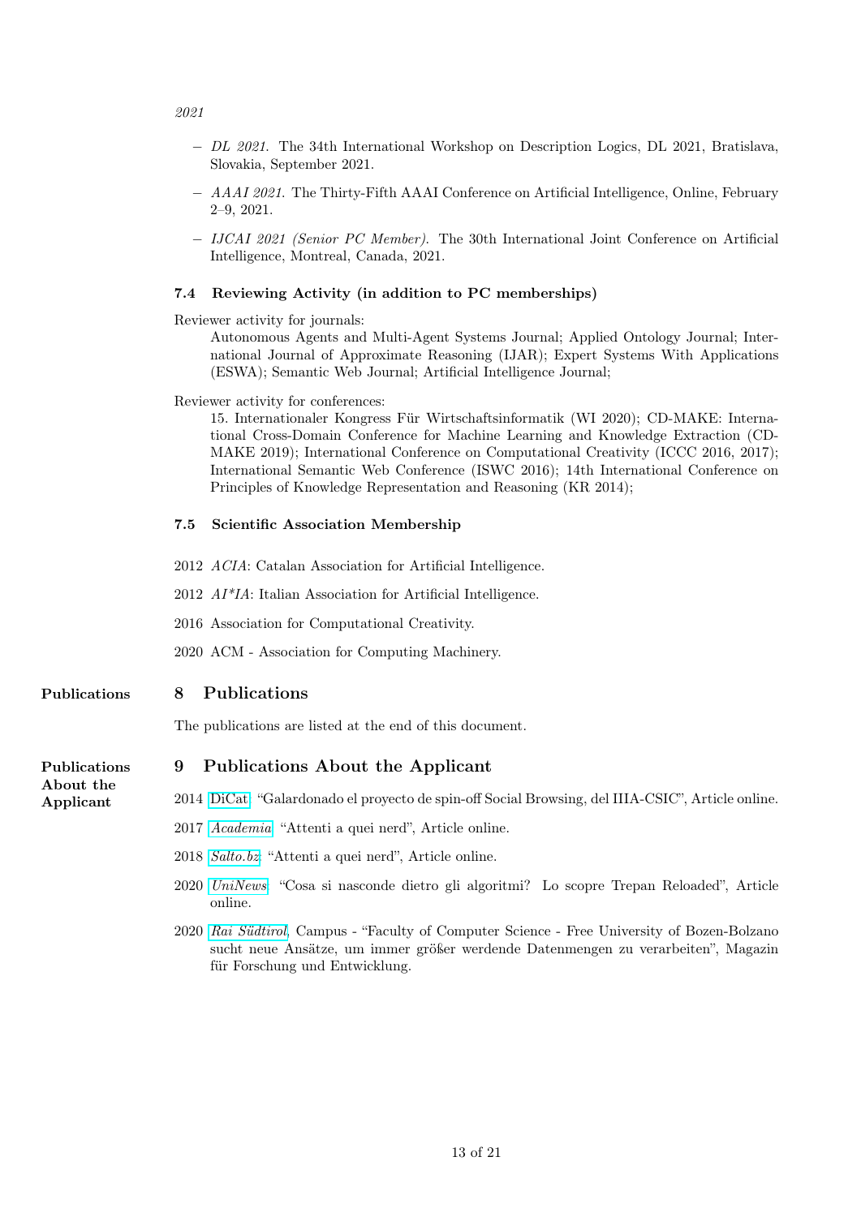*2021*

- *DL 2021.* The 34th International Workshop on Description Logics, DL 2021, Bratislava, Slovakia, September 2021.
- *AAAI 2021.* The Thirty-Fifth AAAI Conference on Artificial Intelligence, Online, February 2–9, 2021.
- *IJCAI 2021 (Senior PC Member).* The 30th International Joint Conference on Artificial Intelligence, Montreal, Canada, 2021.

### 7.4 Reviewing Activity (in addition to PC memberships)

Reviewer activity for journals:
Autonomous Agents and Multi-Agent Systems Journal; Applied Ontology Journal; International Journal of Approximate Reasoning (IJAR); Expert Systems With Applications (ESWA); Semantic Web Journal; Artificial Intelligence Journal;

Reviewer activity for conferences:
15. Internationaler Kongress Für Wirtschaftsinformatik (WI 2020); CD-MAKE: International Cross-Domain Conference for Machine Learning and Knowledge Extraction (CD-MAKE 2019); International Conference on Computational Creativity (ICCC 2016, 2017); International Semantic Web Conference (ISWC 2016); 14th International Conference on Principles of Knowledge Representation and Reasoning (KR 2014);

### 7.5 Scientific Association Membership

2012 *ACIA*: Catalan Association for Artificial Intelligence.

2012 *AI\*IA*: Italian Association for Artificial Intelligence.

2016 Association for Computational Creativity.

2020 ACM - Association for Computing Machinery.

## 8 Publications

The publications are listed at the end of this document.

## 9 Publications About the Applicant

2014 DiCat. "Galardonado el proyecto de spin-off Social Browsing, del IIIA-CSIC", Article online.

2017 *Academia*. "Attenti a quei nerd", Article online.

2018 *Salto.bz*. "Attenti a quei nerd", Article online.

2020 *UniNews*. "Cosa si nasconde dietro gli algoritmi? Lo scopre Trepan Reloaded", Article online.

2020 *Rai Südtirol*, Campus - "Faculty of Computer Science - Free University of Bozen-Bolzano sucht neue Ansätze, um immer größer werdende Datenmengen zu verarbeiten", Magazin für Forschung und Entwicklung.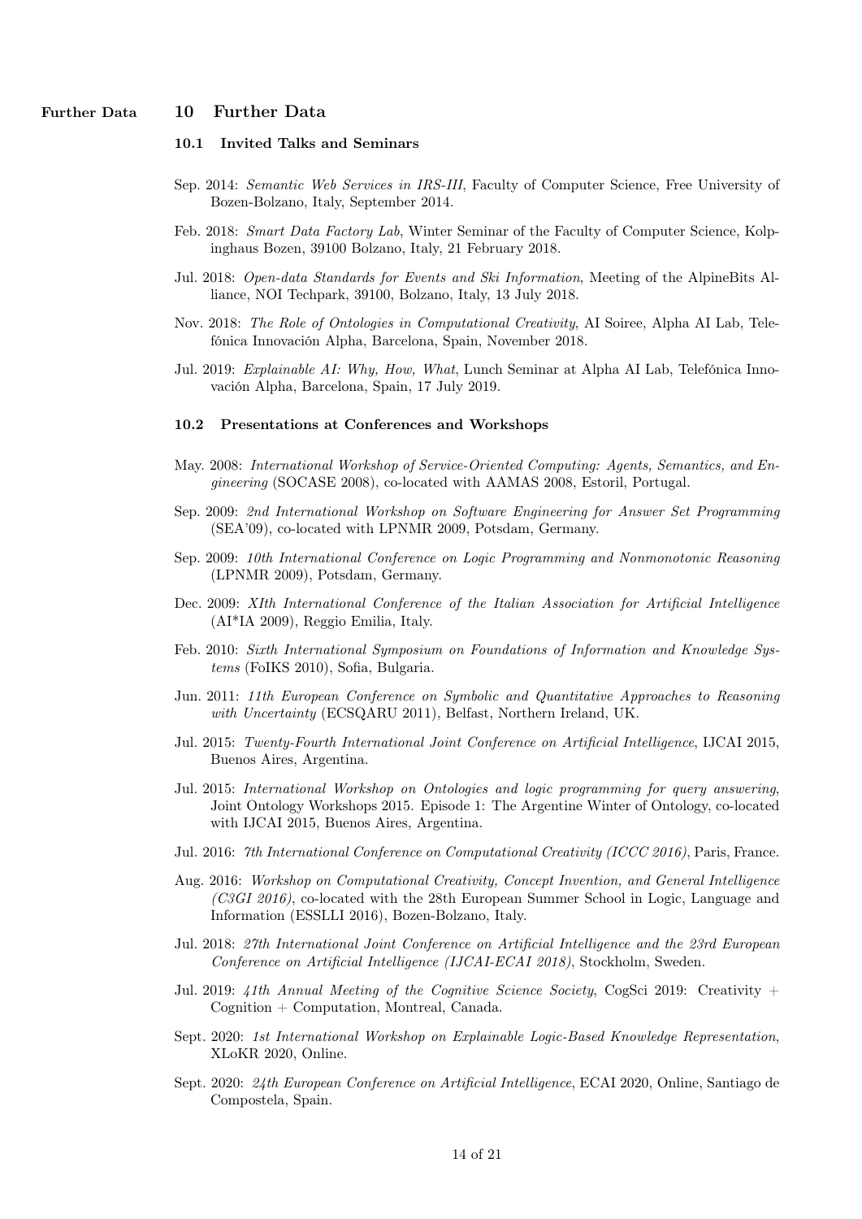**Further Data**

## 10 Further Data

### 10.1 Invited Talks and Seminars

Sep. 2014: *Semantic Web Services in IRS-III*, Faculty of Computer Science, Free University of Bozen-Bolzano, Italy, September 2014.

Feb. 2018: *Smart Data Factory Lab*, Winter Seminar of the Faculty of Computer Science, Kolpinghaus Bozen, 39100 Bolzano, Italy, 21 February 2018.

Jul. 2018: *Open-data Standards for Events and Ski Information*, Meeting of the AlpineBits Alliance, NOI Techpark, 39100, Bolzano, Italy, 13 July 2018.

Nov. 2018: *The Role of Ontologies in Computational Creativity*, AI Soiree, Alpha AI Lab, Telefónica Innovación Alpha, Barcelona, Spain, November 2018.

Jul. 2019: *Explainable AI: Why, How, What*, Lunch Seminar at Alpha AI Lab, Telefónica Innovación Alpha, Barcelona, Spain, 17 July 2019.

### 10.2 Presentations at Conferences and Workshops

May. 2008: *International Workshop of Service-Oriented Computing: Agents, Semantics, and Engineering* (SOCASE 2008), co-located with AAMAS 2008, Estoril, Portugal.

Sep. 2009: *2nd International Workshop on Software Engineering for Answer Set Programming* (SEA'09), co-located with LPNMR 2009, Potsdam, Germany.

Sep. 2009: *10th International Conference on Logic Programming and Nonmonotonic Reasoning* (LPNMR 2009), Potsdam, Germany.

Dec. 2009: *XIth International Conference of the Italian Association for Artificial Intelligence* (AI*IA 2009), Reggio Emilia, Italy.

Feb. 2010: *Sixth International Symposium on Foundations of Information and Knowledge Systems* (FoIKS 2010), Sofia, Bulgaria.

Jun. 2011: *11th European Conference on Symbolic and Quantitative Approaches to Reasoning with Uncertainty* (ECSQARU 2011), Belfast, Northern Ireland, UK.

Jul. 2015: *Twenty-Fourth International Joint Conference on Artificial Intelligence*, IJCAI 2015, Buenos Aires, Argentina.

Jul. 2015: *International Workshop on Ontologies and logic programming for query answering*, Joint Ontology Workshops 2015. Episode 1: The Argentine Winter of Ontology, co-located with IJCAI 2015, Buenos Aires, Argentina.

Jul. 2016: *7th International Conference on Computational Creativity (ICCC 2016)*, Paris, France.

Aug. 2016: *Workshop on Computational Creativity, Concept Invention, and General Intelligence (C3GI 2016)*, co-located with the 28th European Summer School in Logic, Language and Information (ESSLLI 2016), Bozen-Bolzano, Italy.

Jul. 2018: *27th International Joint Conference on Artificial Intelligence and the 23rd European Conference on Artificial Intelligence (IJCAI-ECAI 2018)*, Stockholm, Sweden.

Jul. 2019: *41th Annual Meeting of the Cognitive Science Society*, CogSci 2019: Creativity + Cognition + Computation, Montreal, Canada.

Sept. 2020: *1st International Workshop on Explainable Logic-Based Knowledge Representation*, XLoKR 2020, Online.

Sept. 2020: *24th European Conference on Artificial Intelligence*, ECAI 2020, Online, Santiago de Compostela, Spain.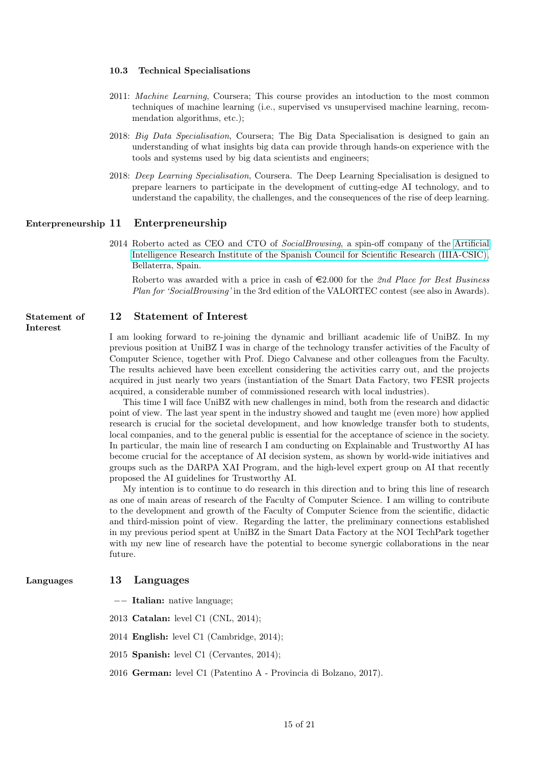### 10.3 Technical Specialisations

2011: *Machine Learning*, Coursera; This course provides an intoduction to the most common techniques of machine learning (i.e., supervised vs unsupervised machine learning, recommendation algorithms, etc.);

2018: *Big Data Specialisation*, Coursera; The Big Data Specialisation is designed to gain an understanding of what insights big data can provide through hands-on experience with the tools and systems used by big data scientists and engineers;

2018: *Deep Learning Specialisation*, Coursera. The Deep Learning Specialisation is designed to prepare learners to participate in the development of cutting-edge AI technology, and to understand the capability, the challenges, and the consequences of the rise of deep learning.

## 11 Enterepreneurship

2014 Roberto acted as CEO and CTO of *SocialBrowsing*, a spin-off company of the Artificial Intelligence Research Institute of the Spanish Council for Scientific Research (IIIA-CSIC), Bellaterra, Spain.

Roberto was awarded with a price in cash of €2.000 for the *2nd Place for Best Business Plan for 'SocialBrowsing'* in the 3rd edition of the VALORTEC contest (see also in Awards).

## 12 Statement of Interest

I am looking forward to re-joining the dynamic and brilliant academic life of UniBZ. In my previous position at UniBZ I was in charge of the technology transfer activities of the Faculty of Computer Science, together with Prof. Diego Calvanese and other colleagues from the Faculty. The results achieved have been excellent considering the activities carry out, and the projects acquired in just nearly two years (instantiation of the Smart Data Factory, two FESR projects acquired, a considerable number of commissioned research with local industries).

This time I will face UniBZ with new challenges in mind, both from the research and didactic point of view. The last year spent in the industry showed and taught me (even more) how applied research is crucial for the societal development, and how knowledge transfer both to students, local companies, and to the general public is essential for the acceptance of science in the society. In particular, the main line of research I am conducting on Explainable and Trustworthy AI has become crucial for the acceptance of AI decision system, as shown by world-wide initiatives and groups such as the DARPA XAI Program, and the high-level expert group on AI that recently proposed the AI guidelines for Trustworthy AI.

My intention is to continue to do research in this direction and to bring this line of research as one of main areas of research of the Faculty of Computer Science. I am willing to contribute to the development and growth of the Faculty of Computer Science from the scientific, didactic and third-mission point of view. Regarding the latter, the preliminary connections established in my previous period spent at UniBZ in the Smart Data Factory at the NOI TechPark together with my new line of research have the potential to become synergic collaborations in the near future.

## 13 Languages

−− **Italian:** native language;

2013 **Catalan:** level C1 (CNL, 2014);

2014 **English:** level C1 (Cambridge, 2014);

2015 **Spanish:** level C1 (Cervantes, 2014);

2016 **German:** level C1 (Patentino A - Provincia di Bolzano, 2017).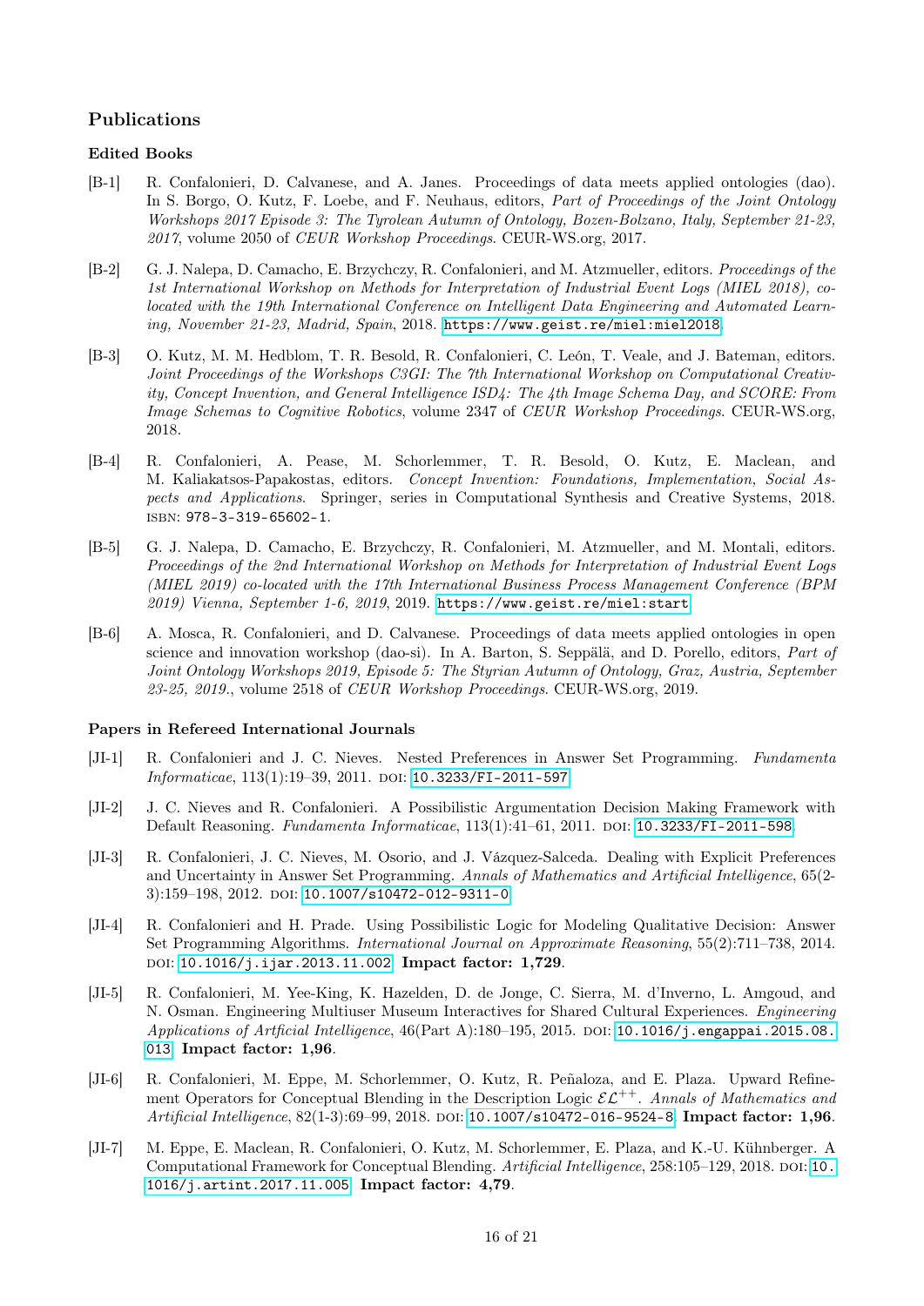## Publications

### Edited Books

[B-1] R. Confalonieri, D. Calvanese, and A. Janes. Proceedings of data meets applied ontologies (dao). In S. Borgo, O. Kutz, F. Loebe, and F. Neuhaus, editors, *Part of Proceedings of the Joint Ontology Workshops 2017 Episode 3: The Tyrolean Autumn of Ontology, Bozen-Bolzano, Italy, September 21-23, 2017*, volume 2050 of *CEUR Workshop Proceedings*. CEUR-WS.org, 2017.

[B-2] G. J. Nalepa, D. Camacho, E. Brzychczy, R. Confalonieri, and M. Atzmueller, editors. *Proceedings of the 1st International Workshop on Methods for Interpretation of Industrial Event Logs (MIEL 2018), co-located with the 19th International Conference on Intelligent Data Engineering and Automated Learning, November 21-23, Madrid, Spain*, 2018. `https://www.geist.re/miel:miel2018`.

[B-3] O. Kutz, M. M. Hedblom, T. R. Besold, R. Confalonieri, C. León, T. Veale, and J. Bateman, editors. *Joint Proceedings of the Workshops C3GI: The 7th International Workshop on Computational Creativity, Concept Invention, and General Intelligence ISD4: The 4th Image Schema Day, and SCORE: From Image Schemas to Cognitive Robotics*, volume 2347 of *CEUR Workshop Proceedings*. CEUR-WS.org, 2018.

[B-4] R. Confalonieri, A. Pease, M. Schorlemmer, T. R. Besold, O. Kutz, E. Maclean, and M. Kaliakatsos-Papakostas, editors. *Concept Invention: Foundations, Implementation, Social Aspects and Applications*. Springer, series in Computational Synthesis and Creative Systems, 2018. ISBN: `978-3-319-65602-1`.

[B-5] G. J. Nalepa, D. Camacho, E. Brzychczy, R. Confalonieri, M. Atzmueller, and M. Montali, editors. *Proceedings of the 2nd International Workshop on Methods for Interpretation of Industrial Event Logs (MIEL 2019) co-located with the 17th International Business Process Management Conference (BPM 2019) Vienna, September 1-6, 2019*, 2019. `https://www.geist.re/miel:start`.

[B-6] A. Mosca, R. Confalonieri, and D. Calvanese. Proceedings of data meets applied ontologies in open science and innovation workshop (dao-si). In A. Barton, S. Seppälä, and D. Porello, editors, *Part of Joint Ontology Workshops 2019, Episode 5: The Styrian Autumn of Ontology, Graz, Austria, September 23-25, 2019.*, volume 2518 of *CEUR Workshop Proceedings*. CEUR-WS.org, 2019.

### Papers in Refereed International Journals

[JI-1] R. Confalonieri and J. C. Nieves. Nested Preferences in Answer Set Programming. *Fundamenta Informaticae*, 113(1):19–39, 2011. DOI: `10.3233/FI-2011-597`.

[JI-2] J. C. Nieves and R. Confalonieri. A Possibilistic Argumentation Decision Making Framework with Default Reasoning. *Fundamenta Informaticae*, 113(1):41–61, 2011. DOI: `10.3233/FI-2011-598`.

[JI-3] R. Confalonieri, J. C. Nieves, M. Osorio, and J. Vázquez-Salceda. Dealing with Explicit Preferences and Uncertainty in Answer Set Programming. *Annals of Mathematics and Artificial Intelligence*, 65(2-3):159–198, 2012. DOI: `10.1007/s10472-012-9311-0`.

[JI-4] R. Confalonieri and H. Prade. Using Possibilistic Logic for Modeling Qualitative Decision: Answer Set Programming Algorithms. *International Journal on Approximate Reasoning*, 55(2):711–738, 2014. DOI: `10.1016/j.ijar.2013.11.002`. **Impact factor: 1,729**.

[JI-5] R. Confalonieri, M. Yee-King, K. Hazelden, D. de Jonge, C. Sierra, M. d'Inverno, L. Amgoud, and N. Osman. Engineering Multiuser Museum Interactives for Shared Cultural Experiences. *Engineering Applications of Artficial Intelligence*, 46(Part A):180–195, 2015. DOI: `10.1016/j.engappai.2015.08.013`. **Impact factor: 1,96**.

[JI-6] R. Confalonieri, M. Eppe, M. Schorlemmer, O. Kutz, R. Peñaloza, and E. Plaza. Upward Refinement Operators for Conceptual Blending in the Description Logic $\mathcal{EL}^{++}$. *Annals of Mathematics and Artificial Intelligence*, 82(1-3):69–99, 2018. DOI: `10.1007/s10472-016-9524-8`. **Impact factor: 1,96**.

[JI-7] M. Eppe, E. Maclean, R. Confalonieri, O. Kutz, M. Schorlemmer, E. Plaza, and K.-U. Kühnberger. A Computational Framework for Conceptual Blending. *Artificial Intelligence*, 258:105–129, 2018. DOI: `10.1016/j.artint.2017.11.005`. **Impact factor: 4,79**.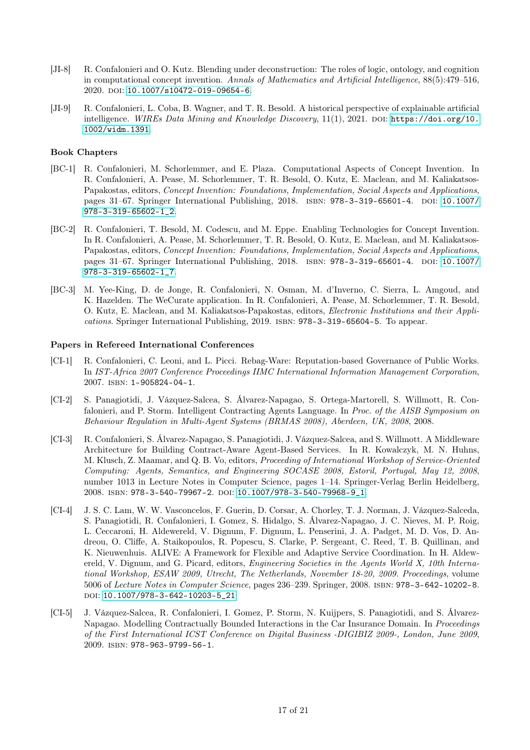[JI-8] R. Confalonieri and O. Kutz. Blending under deconstruction: The roles of logic, ontology, and cognition in computational concept invention. *Annals of Mathematics and Artificial Intelligence*, 88(5):479–516, 2020. DOI: 10.1007/s10472-019-09654-6.

[JI-9] R. Confalonieri, L. Coba, B. Wagner, and T. R. Besold. A historical perspective of explainable artificial intelligence. *WIREs Data Mining and Knowledge Discovery*, 11(1), 2021. DOI: https://doi.org/10.1002/widm.1391.

### Book Chapters

[BC-1] R. Confalonieri, M. Schorlemmer, and E. Plaza. Computational Aspects of Concept Invention. In R. Confalonieri, A. Pease, M. Schorlemmer, T. R. Besold, O. Kutz, E. Maclean, and M. Kaliakatsos-Papakostas, editors, *Concept Invention: Foundations, Implementation, Social Aspects and Applications*, pages 31–67. Springer International Publishing, 2018. ISBN: 978-3-319-65601-4. DOI: 10.1007/978-3-319-65602-1_2.

[BC-2] R. Confalonieri, T. Besold, M. Codescu, and M. Eppe. Enabling Technologies for Concept Invention. In R. Confalonieri, A. Pease, M. Schorlemmer, T. R. Besold, O. Kutz, E. Maclean, and M. Kaliakatsos-Papakostas, editors, *Concept Invention: Foundations, Implementation, Social Aspects and Applications*, pages 31–67. Springer International Publishing, 2018. ISBN: 978-3-319-65601-4. DOI: 10.1007/978-3-319-65602-1_7.

[BC-3] M. Yee-King, D. de Jonge, R. Confalonieri, N. Osman, M. d'Inverno, C. Sierra, L. Amgoud, and K. Hazelden. The WeCurate application. In R. Confalonieri, A. Pease, M. Schorlemmer, T. R. Besold, O. Kutz, E. Maclean, and M. Kaliakatsos-Papakostas, editors, *Electronic Institutions and their Applications*. Springer International Publishing, 2019. ISBN: 978-3-319-65604-5. To appear.

### Papers in Refereed International Conferences

[CI-1] R. Confalonieri, C. Leoni, and L. Picci. Rebag-Ware: Reputation-based Governance of Public Works. In *IST-Africa 2007 Conference Proceedings IIMC International Information Management Corporation*, 2007. ISBN: 1-905824-04-1.

[CI-2] S. Panagiotidi, J. Vázquez-Salcea, S. Álvarez-Napagao, S. Ortega-Martorell, S. Willmott, R. Confalonieri, and P. Storm. Intelligent Contracting Agents Language. In *Proc. of the AISB Symposium on Behaviour Regulation in Multi-Agent Systems (BRMAS 2008), Aberdeen, UK, 2008*, 2008.

[CI-3] R. Confalonieri, S. Álvarez-Napagao, S. Panagiotidi, J. Vázquez-Salcea, and S. Willmott. A Middleware Architecture for Building Contract-Aware Agent-Based Services. In R. Kowalczyk, M. N. Huhns, M. Klusch, Z. Maamar, and Q. B. Vo, editors, *Proceeding of International Workshop of Service-Oriented Computing: Agents, Semantics, and Engineering SOCASE 2008, Estoril, Portugal, May 12, 2008*, number 1013 in Lecture Notes in Computer Science, pages 1–14. Springer-Verlag Berlin Heidelberg, 2008. ISBN: 978-3-540-79967-2. DOI: 10.1007/978-3-540-79968-9_1.

[CI-4] J. S. C. Lam, W. W. Vasconcelos, F. Guerin, D. Corsar, A. Chorley, T. J. Norman, J. Vázquez-Salceda, S. Panagiotidi, R. Confalonieri, I. Gomez, S. Hidalgo, S. Álvarez-Napagao, J. C. Nieves, M. P. Roig, L. Ceccaroni, H. Aldewereld, V. Dignum, F. Dignum, L. Penserini, J. A. Padget, M. D. Vos, D. Andreou, O. Cliffe, A. Staikopoulos, R. Popescu, S. Clarke, P. Sergeant, C. Reed, T. B. Quillinan, and K. Nieuwenhuis. ALIVE: A Framework for Flexible and Adaptive Service Coordination. In H. Aldewereld, V. Dignum, and G. Picard, editors, *Engineering Societies in the Agents World X, 10th International Workshop, ESAW 2009, Utrecht, The Netherlands, November 18-20, 2009. Proceedings*, volume 5006 of *Lecture Notes in Computer Science*, pages 236–239. Springer, 2008. ISBN: 978-3-642-10202-8. DOI: 10.1007/978-3-642-10203-5_21.

[CI-5] J. Vázquez-Salcea, R. Confalonieri, I. Gomez, P. Storm, N. Kuijpers, S. Panagiotidi, and S. Álvarez-Napagao. Modelling Contractually Bounded Interactions in the Car Insurance Domain. In *Proceedings of the First International ICST Conference on Digital Business -DIGIBIZ 2009-, London, June 2009*, 2009. ISBN: 978-963-9799-56-1.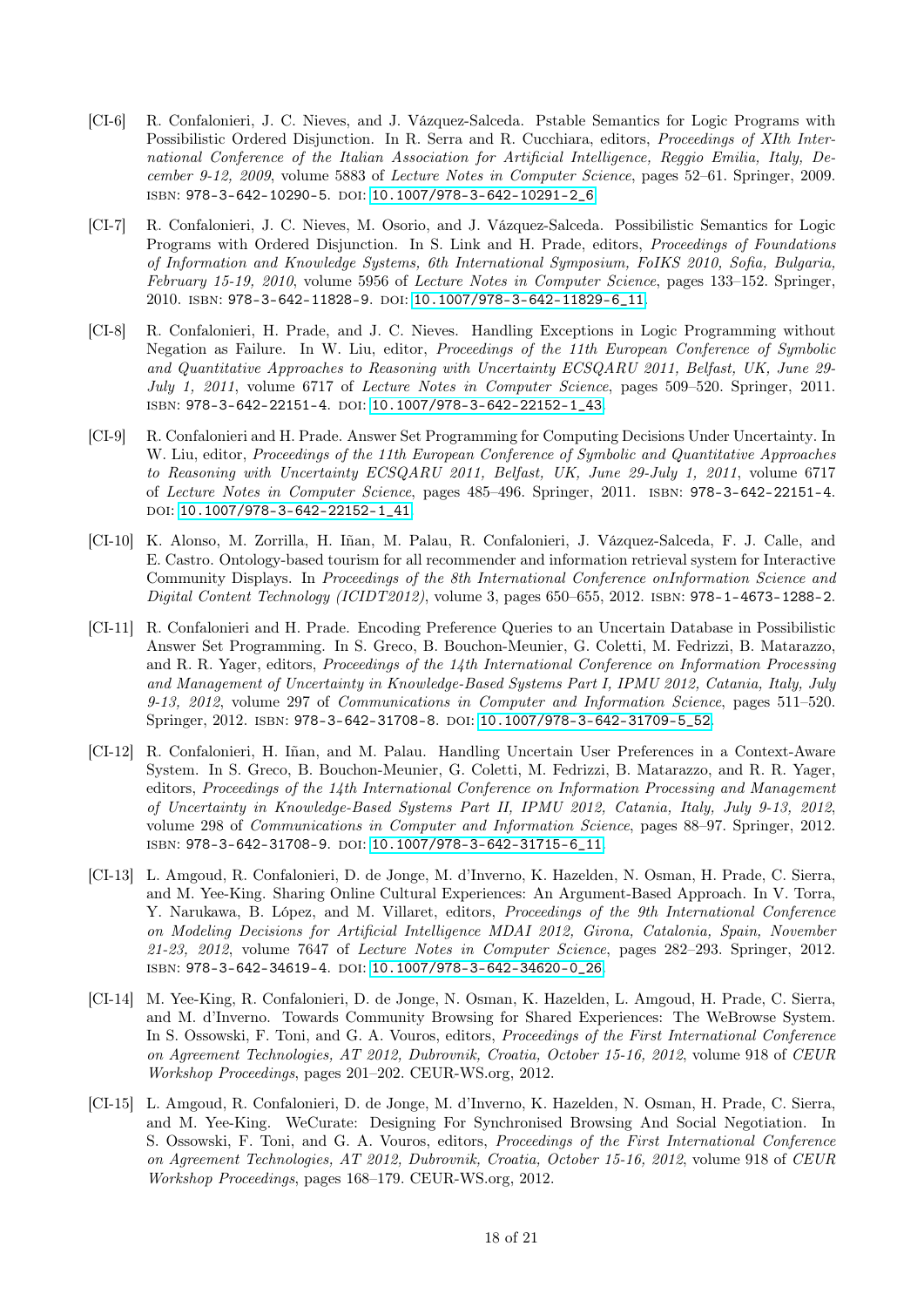- [CI-6] R. Confalonieri, J. C. Nieves, and J. Vázquez-Salceda. Pstable Semantics for Logic Programs with Possibilistic Ordered Disjunction. In R. Serra and R. Cucchiara, editors, *Proceedings of XIth International Conference of the Italian Association for Artificial Intelligence, Reggio Emilia, Italy, December 9-12, 2009*, volume 5883 of *Lecture Notes in Computer Science*, pages 52–61. Springer, 2009. ISBN: 978-3-642-10290-5. DOI: 10.1007/978-3-642-10291-2_6.

- [CI-7] R. Confalonieri, J. C. Nieves, M. Osorio, and J. Vázquez-Salceda. Possibilistic Semantics for Logic Programs with Ordered Disjunction. In S. Link and H. Prade, editors, *Proceedings of Foundations of Information and Knowledge Systems, 6th International Symposium, FoIKS 2010, Sofia, Bulgaria, February 15-19, 2010*, volume 5956 of *Lecture Notes in Computer Science*, pages 133–152. Springer, 2010. ISBN: 978-3-642-11828-9. DOI: 10.1007/978-3-642-11829-6_11.

- [CI-8] R. Confalonieri, H. Prade, and J. C. Nieves. Handling Exceptions in Logic Programming without Negation as Failure. In W. Liu, editor, *Proceedings of the 11th European Conference of Symbolic and Quantitative Approaches to Reasoning with Uncertainty ECSQARU 2011, Belfast, UK, June 29-July 1, 2011*, volume 6717 of *Lecture Notes in Computer Science*, pages 509–520. Springer, 2011. ISBN: 978-3-642-22151-4. DOI: 10.1007/978-3-642-22152-1_43.

- [CI-9] R. Confalonieri and H. Prade. Answer Set Programming for Computing Decisions Under Uncertainty. In W. Liu, editor, *Proceedings of the 11th European Conference of Symbolic and Quantitative Approaches to Reasoning with Uncertainty ECSQARU 2011, Belfast, UK, June 29-July 1, 2011*, volume 6717 of *Lecture Notes in Computer Science*, pages 485–496. Springer, 2011. ISBN: 978-3-642-22151-4. DOI: 10.1007/978-3-642-22152-1_41.

- [CI-10] K. Alonso, M. Zorrilla, H. Iñan, M. Palau, R. Confalonieri, J. Vázquez-Salceda, F. J. Calle, and E. Castro. Ontology-based tourism for all recommender and information retrieval system for Interactive Community Displays. In *Proceedings of the 8th International Conference onInformation Science and Digital Content Technology (ICIDT2012)*, volume 3, pages 650–655, 2012. ISBN: 978-1-4673-1288-2.

- [CI-11] R. Confalonieri and H. Prade. Encoding Preference Queries to an Uncertain Database in Possibilistic Answer Set Programming. In S. Greco, B. Bouchon-Meunier, G. Coletti, M. Fedrizzi, B. Matarazzo, and R. R. Yager, editors, *Proceedings of the 14th International Conference on Information Processing and Management of Uncertainty in Knowledge-Based Systems Part I, IPMU 2012, Catania, Italy, July 9-13, 2012*, volume 297 of *Communications in Computer and Information Science*, pages 511–520. Springer, 2012. ISBN: 978-3-642-31708-8. DOI: 10.1007/978-3-642-31709-5_52.

- [CI-12] R. Confalonieri, H. Iñan, and M. Palau. Handling Uncertain User Preferences in a Context-Aware System. In S. Greco, B. Bouchon-Meunier, G. Coletti, M. Fedrizzi, B. Matarazzo, and R. R. Yager, editors, *Proceedings of the 14th International Conference on Information Processing and Management of Uncertainty in Knowledge-Based Systems Part II, IPMU 2012, Catania, Italy, July 9-13, 2012*, volume 298 of *Communications in Computer and Information Science*, pages 88–97. Springer, 2012. ISBN: 978-3-642-31708-9. DOI: 10.1007/978-3-642-31715-6_11.

- [CI-13] L. Amgoud, R. Confalonieri, D. de Jonge, M. d'Inverno, K. Hazelden, N. Osman, H. Prade, C. Sierra, and M. Yee-King. Sharing Online Cultural Experiences: An Argument-Based Approach. In V. Torra, Y. Narukawa, B. López, and M. Villaret, editors, *Proceedings of the 9th International Conference on Modeling Decisions for Artificial Intelligence MDAI 2012, Girona, Catalonia, Spain, November 21-23, 2012*, volume 7647 of *Lecture Notes in Computer Science*, pages 282–293. Springer, 2012. ISBN: 978-3-642-34619-4. DOI: 10.1007/978-3-642-34620-0_26.

- [CI-14] M. Yee-King, R. Confalonieri, D. de Jonge, N. Osman, K. Hazelden, L. Amgoud, H. Prade, C. Sierra, and M. d'Inverno. Towards Community Browsing for Shared Experiences: The WeBrowse System. In S. Ossowski, F. Toni, and G. A. Vouros, editors, *Proceedings of the First International Conference on Agreement Technologies, AT 2012, Dubrovnik, Croatia, October 15-16, 2012*, volume 918 of *CEUR Workshop Proceedings*, pages 201–202. CEUR-WS.org, 2012.

- [CI-15] L. Amgoud, R. Confalonieri, D. de Jonge, M. d'Inverno, K. Hazelden, N. Osman, H. Prade, C. Sierra, and M. Yee-King. WeCurate: Designing For Synchronised Browsing And Social Negotiation. In S. Ossowski, F. Toni, and G. A. Vouros, editors, *Proceedings of the First International Conference on Agreement Technologies, AT 2012, Dubrovnik, Croatia, October 15-16, 2012*, volume 918 of *CEUR Workshop Proceedings*, pages 168–179. CEUR-WS.org, 2012.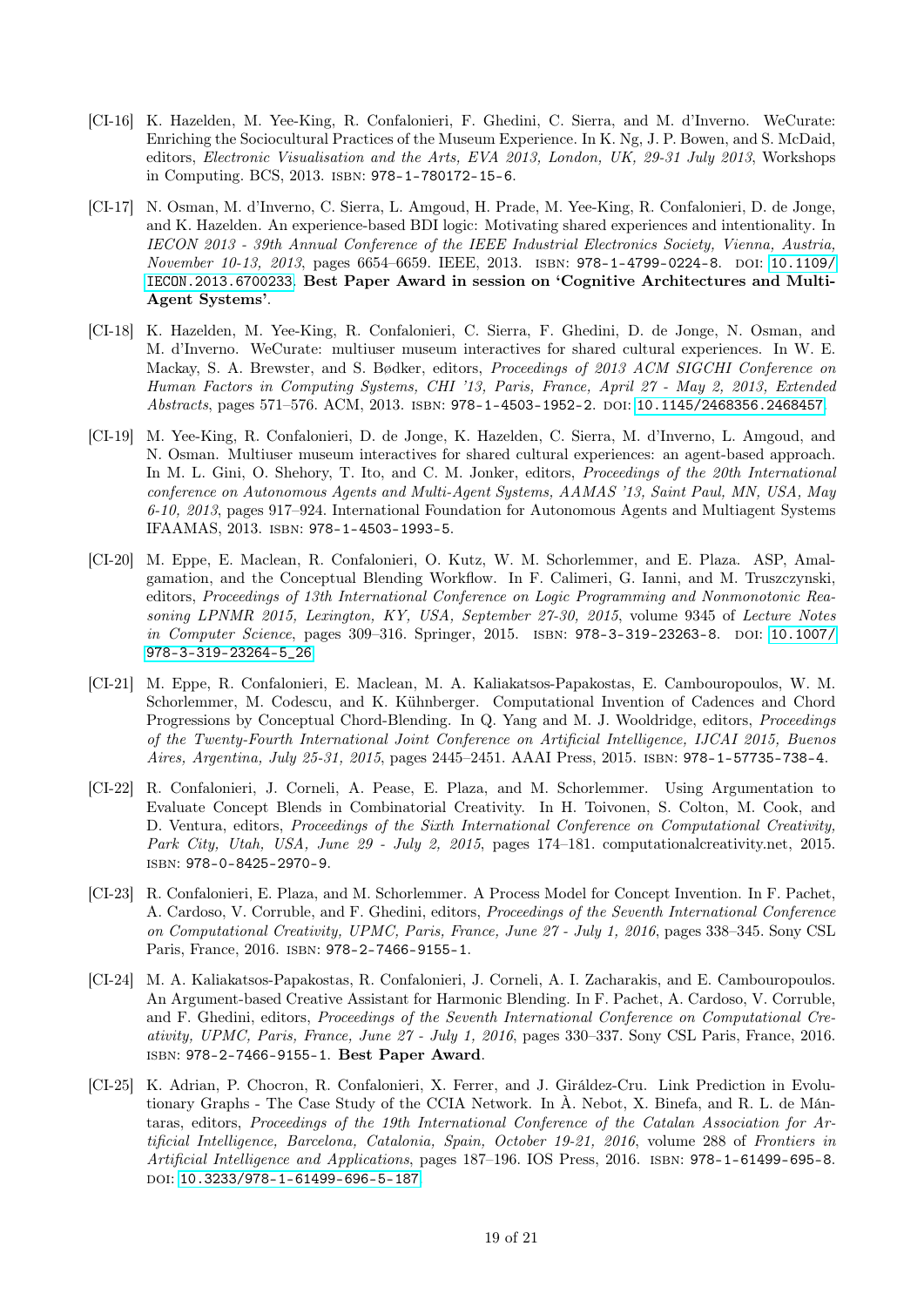- [CI-16] K. Hazelden, M. Yee-King, R. Confalonieri, F. Ghedini, C. Sierra, and M. d'Inverno. WeCurate: Enriching the Sociocultural Practices of the Museum Experience. In K. Ng, J. P. Bowen, and S. McDaid, editors, *Electronic Visualisation and the Arts, EVA 2013, London, UK, 29-31 July 2013*, Workshops in Computing. BCS, 2013. ISBN: 978-1-780172-15-6.

- [CI-17] N. Osman, M. d'Inverno, C. Sierra, L. Amgoud, H. Prade, M. Yee-King, R. Confalonieri, D. de Jonge, and K. Hazelden. An experience-based BDI logic: Motivating shared experiences and intentionality. In *IECON 2013 - 39th Annual Conference of the IEEE Industrial Electronics Society, Vienna, Austria, November 10-13, 2013*, pages 6654–6659. IEEE, 2013. ISBN: 978-1-4799-0224-8. DOI: 10.1109/IECON.2013.6700233. **Best Paper Award in session on 'Cognitive Architectures and Multi-Agent Systems'**.

- [CI-18] K. Hazelden, M. Yee-King, R. Confalonieri, C. Sierra, F. Ghedini, D. de Jonge, N. Osman, and M. d'Inverno. WeCurate: multiuser museum interactives for shared cultural experiences. In W. E. Mackay, S. A. Brewster, and S. Bødker, editors, *Proceedings of 2013 ACM SIGCHI Conference on Human Factors in Computing Systems, CHI '13, Paris, France, April 27 - May 2, 2013, Extended Abstracts*, pages 571–576. ACM, 2013. ISBN: 978-1-4503-1952-2. DOI: 10.1145/2468356.2468457.

- [CI-19] M. Yee-King, R. Confalonieri, D. de Jonge, K. Hazelden, C. Sierra, M. d'Inverno, L. Amgoud, and N. Osman. Multiuser museum interactives for shared cultural experiences: an agent-based approach. In M. L. Gini, O. Shehory, T. Ito, and C. M. Jonker, editors, *Proceedings of the 20th International conference on Autonomous Agents and Multi-Agent Systems, AAMAS '13, Saint Paul, MN, USA, May 6-10, 2013*, pages 917–924. International Foundation for Autonomous Agents and Multiagent Systems IFAAMAS, 2013. ISBN: 978-1-4503-1993-5.

- [CI-20] M. Eppe, E. Maclean, R. Confalonieri, O. Kutz, W. M. Schorlemmer, and E. Plaza. ASP, Amalgamation, and the Conceptual Blending Workflow. In F. Calimeri, G. Ianni, and M. Truszczynski, editors, *Proceedings of 13th International Conference on Logic Programming and Nonmonotonic Reasoning LPNMR 2015, Lexington, KY, USA, September 27-30, 2015*, volume 9345 of *Lecture Notes in Computer Science*, pages 309–316. Springer, 2015. ISBN: 978-3-319-23263-8. DOI: 10.1007/978-3-319-23264-5_26.

- [CI-21] M. Eppe, R. Confalonieri, E. Maclean, M. A. Kaliakatsos-Papakostas, E. Cambouropoulos, W. M. Schorlemmer, M. Codescu, and K. Kühnberger. Computational Invention of Cadences and Chord Progressions by Conceptual Chord-Blending. In Q. Yang and M. J. Wooldridge, editors, *Proceedings of the Twenty-Fourth International Joint Conference on Artificial Intelligence, IJCAI 2015, Buenos Aires, Argentina, July 25-31, 2015*, pages 2445–2451. AAAI Press, 2015. ISBN: 978-1-57735-738-4.

- [CI-22] R. Confalonieri, J. Corneli, A. Pease, E. Plaza, and M. Schorlemmer. Using Argumentation to Evaluate Concept Blends in Combinatorial Creativity. In H. Toivonen, S. Colton, M. Cook, and D. Ventura, editors, *Proceedings of the Sixth International Conference on Computational Creativity, Park City, Utah, USA, June 29 - July 2, 2015*, pages 174–181. computationalcreativity.net, 2015. ISBN: 978-0-8425-2970-9.

- [CI-23] R. Confalonieri, E. Plaza, and M. Schorlemmer. A Process Model for Concept Invention. In F. Pachet, A. Cardoso, V. Corruble, and F. Ghedini, editors, *Proceedings of the Seventh International Conference on Computational Creativity, UPMC, Paris, France, June 27 - July 1, 2016*, pages 338–345. Sony CSL Paris, France, 2016. ISBN: 978-2-7466-9155-1.

- [CI-24] M. A. Kaliakatsos-Papakostas, R. Confalonieri, J. Corneli, A. I. Zacharakis, and E. Cambouropoulos. An Argument-based Creative Assistant for Harmonic Blending. In F. Pachet, A. Cardoso, V. Corruble, and F. Ghedini, editors, *Proceedings of the Seventh International Conference on Computational Creativity, UPMC, Paris, France, June 27 - July 1, 2016*, pages 330–337. Sony CSL Paris, France, 2016. ISBN: 978-2-7466-9155-1. **Best Paper Award**.

- [CI-25] K. Adrian, P. Chocron, R. Confalonieri, X. Ferrer, and J. Giráldez-Cru. Link Prediction in Evolutionary Graphs - The Case Study of the CCIA Network. In À. Nebot, X. Binefa, and R. L. de Mántaras, editors, *Proceedings of the 19th International Conference of the Catalan Association for Artificial Intelligence, Barcelona, Catalonia, Spain, October 19-21, 2016*, volume 288 of *Frontiers in Artificial Intelligence and Applications*, pages 187–196. IOS Press, 2016. ISBN: 978-1-61499-695-8. DOI: 10.3233/978-1-61499-696-5-187.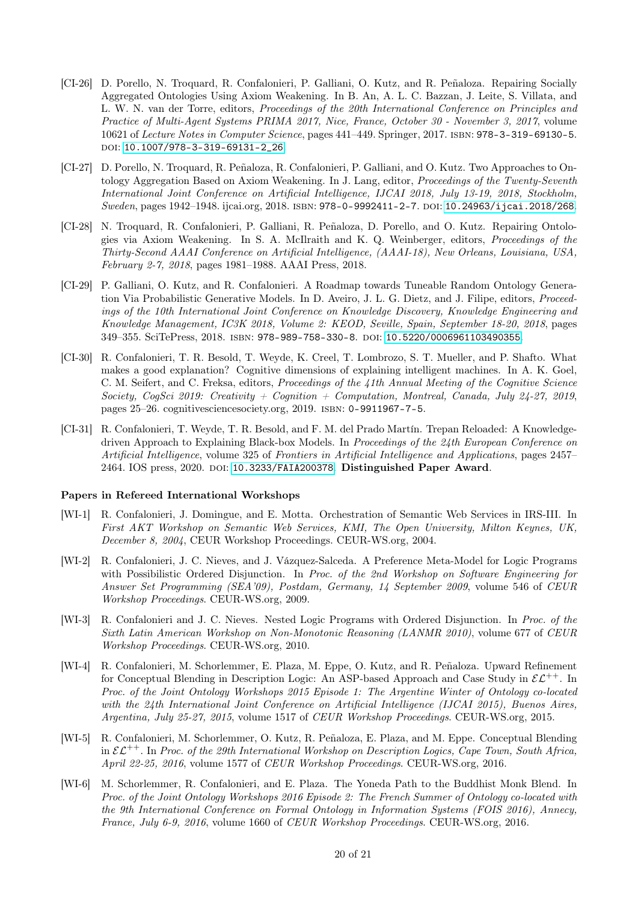[CI-26] D. Porello, N. Troquard, R. Confalonieri, P. Galliani, O. Kutz, and R. Peñaloza. Repairing Socially Aggregated Ontologies Using Axiom Weakening. In B. An, A. L. C. Bazzan, J. Leite, S. Villata, and L. W. N. van der Torre, editors, *Proceedings of the 20th International Conference on Principles and Practice of Multi-Agent Systems PRIMA 2017, Nice, France, October 30 - November 3, 2017*, volume 10621 of *Lecture Notes in Computer Science*, pages 441–449. Springer, 2017. ISBN: 978-3-319-69130-5. DOI: 10.1007/978-3-319-69131-2_26.

[CI-27] D. Porello, N. Troquard, R. Peñaloza, R. Confalonieri, P. Galliani, and O. Kutz. Two Approaches to Ontology Aggregation Based on Axiom Weakening. In J. Lang, editor, *Proceedings of the Twenty-Seventh International Joint Conference on Artificial Intelligence, IJCAI 2018, July 13-19, 2018, Stockholm, Sweden*, pages 1942–1948. ijcai.org, 2018. ISBN: 978-0-9992411-2-7. DOI: 10.24963/ijcai.2018/268.

[CI-28] N. Troquard, R. Confalonieri, P. Galliani, R. Peñaloza, D. Porello, and O. Kutz. Repairing Ontologies via Axiom Weakening. In S. A. McIlraith and K. Q. Weinberger, editors, *Proceedings of the Thirty-Second AAAI Conference on Artificial Intelligence, (AAAI-18), New Orleans, Louisiana, USA, February 2-7, 2018*, pages 1981–1988. AAAI Press, 2018.

[CI-29] P. Galliani, O. Kutz, and R. Confalonieri. A Roadmap towards Tuneable Random Ontology Generation Via Probabilistic Generative Models. In D. Aveiro, J. L. G. Dietz, and J. Filipe, editors, *Proceedings of the 10th International Joint Conference on Knowledge Discovery, Knowledge Engineering and Knowledge Management, IC3K 2018, Volume 2: KEOD, Seville, Spain, September 18-20, 2018*, pages 349–355. SciTePress, 2018. ISBN: 978-989-758-330-8. DOI: 10.5220/0006961103490355.

[CI-30] R. Confalonieri, T. R. Besold, T. Weyde, K. Creel, T. Lombrozo, S. T. Mueller, and P. Shafto. What makes a good explanation? Cognitive dimensions of explaining intelligent machines. In A. K. Goel, C. M. Seifert, and C. Freksa, editors, *Proceedings of the 41th Annual Meeting of the Cognitive Science Society, CogSci 2019: Creativity + Cognition + Computation, Montreal, Canada, July 24-27, 2019*, pages 25–26. cognitivesciencesociety.org, 2019. ISBN: 0-9911967-7-5.

[CI-31] R. Confalonieri, T. Weyde, T. R. Besold, and F. M. del Prado Martín. Trepan Reloaded: A Knowledge-driven Approach to Explaining Black-box Models. In *Proceedings of the 24th European Conference on Artificial Intelligence*, volume 325 of *Frontiers in Artificial Intelligence and Applications*, pages 2457–2464. IOS press, 2020. DOI: 10.3233/FAIA200378. **Distinguished Paper Award**.

**Papers in Refereed International Workshops**

[WI-1] R. Confalonieri, J. Domingue, and E. Motta. Orchestration of Semantic Web Services in IRS-III. In *First AKT Workshop on Semantic Web Services, KMI, The Open University, Milton Keynes, UK, December 8, 2004*, CEUR Workshop Proceedings. CEUR-WS.org, 2004.

[WI-2] R. Confalonieri, J. C. Nieves, and J. Vázquez-Salceda. A Preference Meta-Model for Logic Programs with Possibilistic Ordered Disjunction. In *Proc. of the 2nd Workshop on Software Engineering for Answer Set Programming (SEA'09), Postdam, Germany, 14 September 2009*, volume 546 of *CEUR Workshop Proceedings*. CEUR-WS.org, 2009.

[WI-3] R. Confalonieri and J. C. Nieves. Nested Logic Programs with Ordered Disjunction. In *Proc. of the Sixth Latin American Workshop on Non-Monotonic Reasoning (LANMR 2010)*, volume 677 of *CEUR Workshop Proceedings*. CEUR-WS.org, 2010.

[WI-4] R. Confalonieri, M. Schorlemmer, E. Plaza, M. Eppe, O. Kutz, and R. Peñaloza. Upward Refinement for Conceptual Blending in Description Logic: An ASP-based Approach and Case Study in $\mathcal{EL}^{++}$. In *Proc. of the Joint Ontology Workshops 2015 Episode 1: The Argentine Winter of Ontology co-located with the 24th International Joint Conference on Artificial Intelligence (IJCAI 2015), Buenos Aires, Argentina, July 25-27, 2015*, volume 1517 of *CEUR Workshop Proceedings*. CEUR-WS.org, 2015.

[WI-5] R. Confalonieri, M. Schorlemmer, O. Kutz, R. Peñaloza, E. Plaza, and M. Eppe. Conceptual Blending in $\mathcal{EL}^{++}$. In *Proc. of the 29th International Workshop on Description Logics, Cape Town, South Africa, April 22-25, 2016*, volume 1577 of *CEUR Workshop Proceedings*. CEUR-WS.org, 2016.

[WI-6] M. Schorlemmer, R. Confalonieri, and E. Plaza. The Yoneda Path to the Buddhist Monk Blend. In *Proc. of the Joint Ontology Workshops 2016 Episode 2: The French Summer of Ontology co-located with the 9th International Conference on Formal Ontology in Information Systems (FOIS 2016), Annecy, France, July 6-9, 2016*, volume 1660 of *CEUR Workshop Proceedings*. CEUR-WS.org, 2016.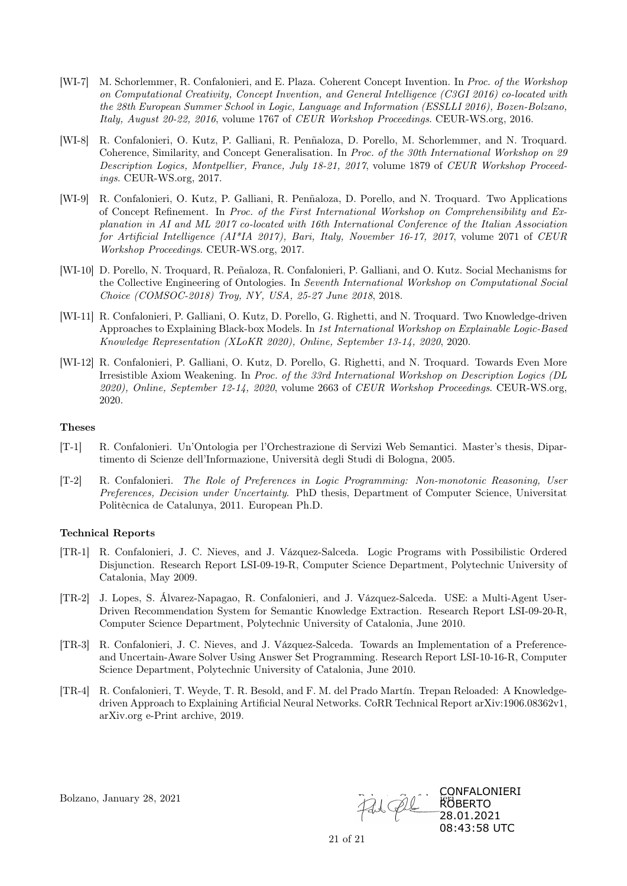[WI-7] M. Schorlemmer, R. Confalonieri, and E. Plaza. Coherent Concept Invention. In *Proc. of the Workshop on Computational Creativity, Concept Invention, and General Intelligence (C3GI 2016) co-located with the 28th European Summer School in Logic, Language and Information (ESSLLI 2016), Bozen-Bolzano, Italy, August 20-22, 2016*, volume 1767 of *CEUR Workshop Proceedings*. CEUR-WS.org, 2016.

[WI-8] R. Confalonieri, O. Kutz, P. Galliani, R. Penñaloza, D. Porello, M. Schorlemmer, and N. Troquard. Coherence, Similarity, and Concept Generalisation. In *Proc. of the 30th International Workshop on 29 Description Logics, Montpellier, France, July 18-21, 2017*, volume 1879 of *CEUR Workshop Proceedings*. CEUR-WS.org, 2017.

[WI-9] R. Confalonieri, O. Kutz, P. Galliani, R. Penñaloza, D. Porello, and N. Troquard. Two Applications of Concept Refinement. In *Proc. of the First International Workshop on Comprehensibility and Explanation in AI and ML 2017 co-located with 16th International Conference of the Italian Association for Artificial Intelligence (AI\*IA 2017), Bari, Italy, November 16-17, 2017*, volume 2071 of *CEUR Workshop Proceedings*. CEUR-WS.org, 2017.

[WI-10] D. Porello, N. Troquard, R. Peñaloza, R. Confalonieri, P. Galliani, and O. Kutz. Social Mechanisms for the Collective Engineering of Ontologies. In *Seventh International Workshop on Computational Social Choice (COMSOC-2018) Troy, NY, USA, 25-27 June 2018*, 2018.

[WI-11] R. Confalonieri, P. Galliani, O. Kutz, D. Porello, G. Righetti, and N. Troquard. Two Knowledge-driven Approaches to Explaining Black-box Models. In *1st International Workshop on Explainable Logic-Based Knowledge Representation (XLoKR 2020), Online, September 13-14, 2020*, 2020.

[WI-12] R. Confalonieri, P. Galliani, O. Kutz, D. Porello, G. Righetti, and N. Troquard. Towards Even More Irresistible Axiom Weakening. In *Proc. of the 33rd International Workshop on Description Logics (DL 2020), Online, September 12-14, 2020*, volume 2663 of *CEUR Workshop Proceedings*. CEUR-WS.org, 2020.

### Theses

[T-1] R. Confalonieri. Un'Ontologia per l'Orchestrazione di Servizi Web Semantici. Master's thesis, Dipartimento di Scienze dell'Informazione, Università degli Studi di Bologna, 2005.

[T-2] R. Confalonieri. *The Role of Preferences in Logic Programming: Non-monotonic Reasoning, User Preferences, Decision under Uncertainty*. PhD thesis, Department of Computer Science, Universitat Politècnica de Catalunya, 2011. European Ph.D.

### Technical Reports

[TR-1] R. Confalonieri, J. C. Nieves, and J. Vázquez-Salceda. Logic Programs with Possibilistic Ordered Disjunction. Research Report LSI-09-19-R, Computer Science Department, Polytechnic University of Catalonia, May 2009.

[TR-2] J. Lopes, S. Álvarez-Napagao, R. Confalonieri, and J. Vázquez-Salceda. USE: a Multi-Agent User-Driven Recommendation System for Semantic Knowledge Extraction. Research Report LSI-09-20-R, Computer Science Department, Polytechnic University of Catalonia, June 2010.

[TR-3] R. Confalonieri, J. C. Nieves, and J. Vázquez-Salceda. Towards an Implementation of a Preference- and Uncertain-Aware Solver Using Answer Set Programming. Research Report LSI-10-16-R, Computer Science Department, Polytechnic University of Catalonia, June 2010.

[TR-4] R. Confalonieri, T. Weyde, T. R. Besold, and F. M. del Prado Martín. Trepan Reloaded: A Knowledge-driven Approach to Explaining Artificial Neural Networks. CoRR Technical Report arXiv:1906.08362v1, arXiv.org e-Print archive, 2019.

Bolzano, January 28, 2021

CONFALONIERI ROBERTO
28.01.2021
08:43:58 UTC